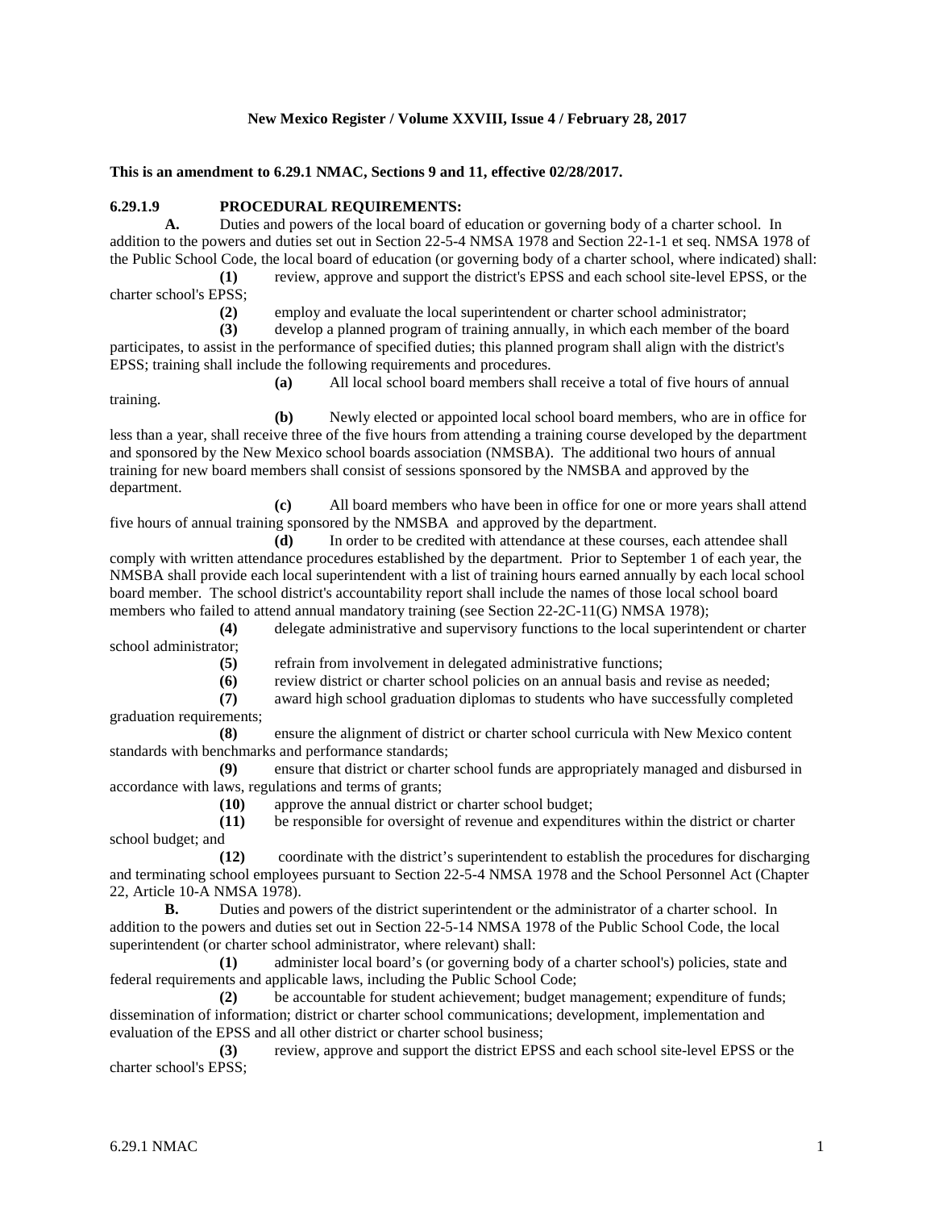**New Mexico Register / Volume XXVIII, Issue 4 / February 28, 2017**

**This is an amendment to 6.29.1 NMAC, Sections 9 and 11, effective 02/28/2017.**

**6.29.1.9 PROCEDURAL REQUIREMENTS:**

**A.** Duties and powers of the local board of education or governing body of a charter school. In addition to the powers and duties set out in Section 22-5-4 NMSA 1978 and Section 22-1-1 et seq. NMSA 1978 of the Public School Code, the local board of education (or governing body of a charter school, where indicated) shall:

**(1)** review, approve and support the district's EPSS and each school site-level EPSS, or the charter school's EPSS;

**(2)** employ and evaluate the local superintendent or charter school administrator;

**(3)** develop a planned program of training annually, in which each member of the board participates, to assist in the performance of specified duties; this planned program shall align with the district's EPSS; training shall include the following requirements and procedures.

**(a)** All local school board members shall receive a total of five hours of annual training.

**(b)** Newly elected or appointed local school board members, who are in office for less than a year, shall receive three of the five hours from attending a training course developed by the department and sponsored by the New Mexico school boards association (NMSBA). The additional two hours of annual training for new board members shall consist of sessions sponsored by the NMSBA and approved by the department.

**(c)** All board members who have been in office for one or more years shall attend five hours of annual training sponsored by the NMSBA and approved by the department.

**(d)** In order to be credited with attendance at these courses, each attendee shall comply with written attendance procedures established by the department. Prior to September 1 of each year, the NMSBA shall provide each local superintendent with a list of training hours earned annually by each local school board member. The school district's accountability report shall include the names of those local school board members who failed to attend annual mandatory training (see Section 22-2C-11(G) NMSA 1978);

**(4)** delegate administrative and supervisory functions to the local superintendent or charter school administrator;

**(5)** refrain from involvement in delegated administrative functions;

**(6)** review district or charter school policies on an annual basis and revise as needed;

**(7)** award high school graduation diplomas to students who have successfully completed graduation requirements;

**(8)** ensure the alignment of district or charter school curricula with New Mexico content standards with benchmarks and performance standards;

**(9)** ensure that district or charter school funds are appropriately managed and disbursed in accordance with laws, regulations and terms of grants;

**(10)** approve the annual district or charter school budget;

**(11)** be responsible for oversight of revenue and expenditures within the district or charter school budget; and

**(12)** coordinate with the district's superintendent to establish the procedures for discharging and terminating school employees pursuant to Section 22-5-4 NMSA 1978 and the School Personnel Act (Chapter 22, Article 10-A NMSA 1978).

**B.** Duties and powers of the district superintendent or the administrator of a charter school. In addition to the powers and duties set out in Section 22-5-14 NMSA 1978 of the Public School Code, the local superintendent (or charter school administrator, where relevant) shall:

**(1)** administer local board's (or governing body of a charter school's) policies, state and federal requirements and applicable laws, including the Public School Code;

**(2)** be accountable for student achievement; budget management; expenditure of funds; dissemination of information; district or charter school communications; development, implementation and evaluation of the EPSS and all other district or charter school business;

**(3)** review, approve and support the district EPSS and each school site-level EPSS or the charter school's EPSS;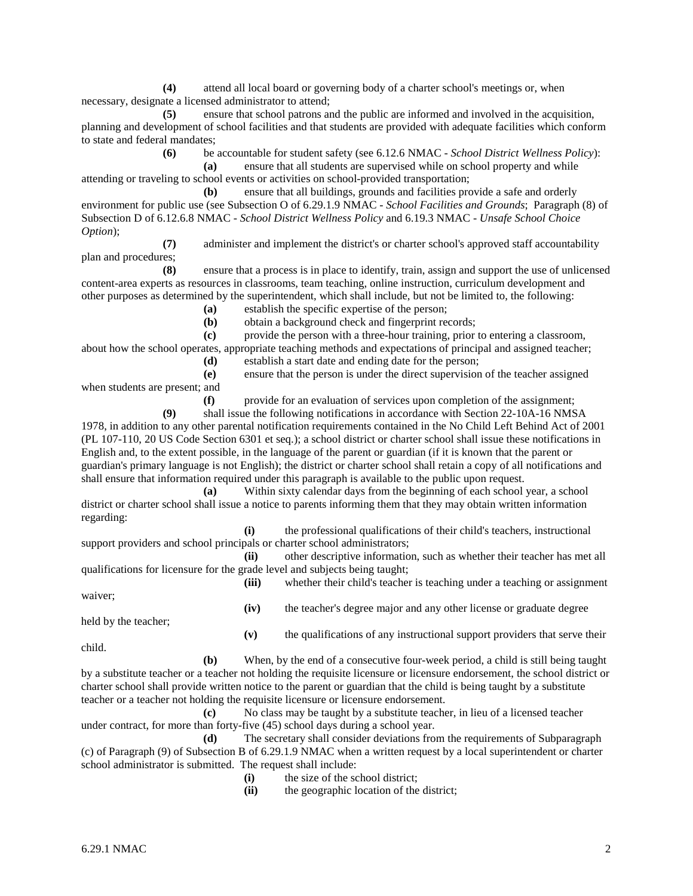**(4)** attend all local board or governing body of a charter school's meetings or, when necessary, designate a licensed administrator to attend;

**(5)** ensure that school patrons and the public are informed and involved in the acquisition, planning and development of school facilities and that students are provided with adequate facilities which conform to state and federal mandates;

**(6)** be accountable for student safety (see 6.12.6 NMAC - *School District Wellness Policy*):

**(a)** ensure that all students are supervised while on school property and while attending or traveling to school events or activities on school-provided transportation;

**(b)** ensure that all buildings, grounds and facilities provide a safe and orderly environment for public use (see Subsection O of 6.29.1.9 NMAC - *School Facilities and Grounds*; Paragraph (8) of Subsection D of 6.12.6.8 NMAC - *School District Wellness Policy* and 6.19.3 NMAC - *Unsafe School Choice Option*);

**(7)** administer and implement the district's or charter school's approved staff accountability plan and procedures;

**(8)** ensure that a process is in place to identify, train, assign and support the use of unlicensed content-area experts as resources in classrooms, team teaching, online instruction, curriculum development and other purposes as determined by the superintendent, which shall include, but not be limited to, the following:

**(a)** establish the specific expertise of the person;

**(b)** obtain a background check and fingerprint records;

**(c)** provide the person with a three-hour training, prior to entering a classroom, about how the school operates, appropriate teaching methods and expectations of principal and assigned teacher;

**(d)** establish a start date and ending date for the person;

**(e)** ensure that the person is under the direct supervision of the teacher assigned when students are present; and

**(f)** provide for an evaluation of services upon completion of the assignment;

**(9)** shall issue the following notifications in accordance with Section 22-10A-16 NMSA 1978, in addition to any other parental notification requirements contained in the No Child Left Behind Act of 2001 (PL 107-110, 20 US Code Section 6301 et seq.); a school district or charter school shall issue these notifications in English and, to the extent possible, in the language of the parent or guardian (if it is known that the parent or guardian's primary language is not English); the district or charter school shall retain a copy of all notifications and shall ensure that information required under this paragraph is available to the public upon request.

**(a)** Within sixty calendar days from the beginning of each school year, a school district or charter school shall issue a notice to parents informing them that they may obtain written information regarding:

**(i)** the professional qualifications of their child's teachers, instructional support providers and school principals or charter school administrators;

**(ii)** other descriptive information, such as whether their teacher has met all qualifications for licensure for the grade level and subjects being taught;

**(iii)** whether their child's teacher is teaching under a teaching or assignment waiver;

**(iv)** the teacher's degree major and any other license or graduate degree held by the teacher;

**(v)** the qualifications of any instructional support providers that serve their child.

**(b)** When, by the end of a consecutive four-week period, a child is still being taught by a substitute teacher or a teacher not holding the requisite licensure or licensure endorsement, the school district or charter school shall provide written notice to the parent or guardian that the child is being taught by a substitute teacher or a teacher not holding the requisite licensure or licensure endorsement.

**(c)** No class may be taught by a substitute teacher, in lieu of a licensed teacher under contract, for more than forty-five (45) school days during a school year.

**(d)** The secretary shall consider deviations from the requirements of Subparagraph (c) of Paragraph (9) of Subsection B of 6.29.1.9 NMAC when a written request by a local superintendent or charter school administrator is submitted. The request shall include:

**(i)** the size of the school district;

**(ii)** the geographic location of the district;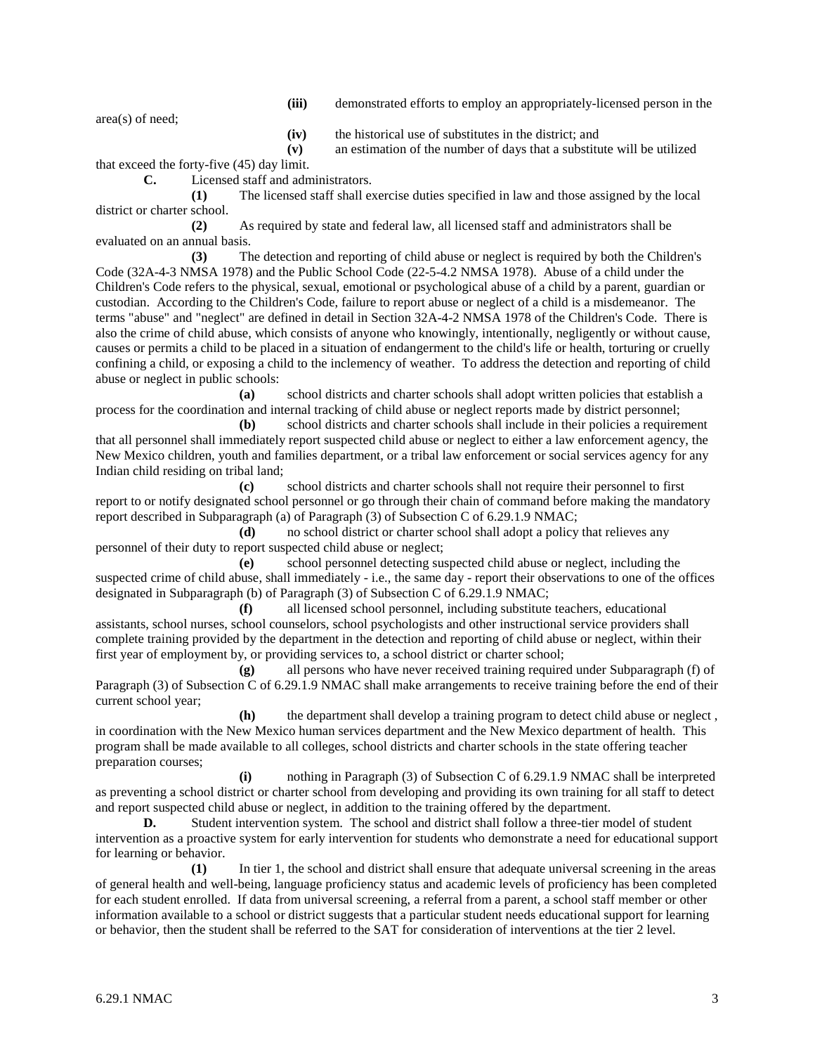**(iii)** demonstrated efforts to employ an appropriately-licensed person in the area(s) of need;

**(iv)** the historical use of substitutes in the district; and

**(v)** an estimation of the number of days that a substitute will be utilized that exceed the forty-five (45) day limit.

**C.** Licensed staff and administrators.

**(1)** The licensed staff shall exercise duties specified in law and those assigned by the local district or charter school.

**(2)** As required by state and federal law, all licensed staff and administrators shall be evaluated on an annual basis.

**(3)** The detection and reporting of child abuse or neglect is required by both the Children's Code (32A-4-3 NMSA 1978) and the Public School Code (22-5-4.2 NMSA 1978). Abuse of a child under the Children's Code refers to the physical, sexual, emotional or psychological abuse of a child by a parent, guardian or custodian. According to the Children's Code, failure to report abuse or neglect of a child is a misdemeanor. The terms "abuse" and "neglect" are defined in detail in Section 32A-4-2 NMSA 1978 of the Children's Code. There is also the crime of child abuse, which consists of anyone who knowingly, intentionally, negligently or without cause, causes or permits a child to be placed in a situation of endangerment to the child's life or health, torturing or cruelly confining a child, or exposing a child to the inclemency of weather. To address the detection and reporting of child abuse or neglect in public schools:

**(a)** school districts and charter schools shall adopt written policies that establish a process for the coordination and internal tracking of child abuse or neglect reports made by district personnel;

**(b)** school districts and charter schools shall include in their policies a requirement that all personnel shall immediately report suspected child abuse or neglect to either a law enforcement agency, the New Mexico children, youth and families department, or a tribal law enforcement or social services agency for any Indian child residing on tribal land;

**(c)** school districts and charter schools shall not require their personnel to first report to or notify designated school personnel or go through their chain of command before making the mandatory report described in Subparagraph (a) of Paragraph (3) of Subsection C of 6.29.1.9 NMAC;

**(d)** no school district or charter school shall adopt a policy that relieves any personnel of their duty to report suspected child abuse or neglect;

**(e)** school personnel detecting suspected child abuse or neglect, including the suspected crime of child abuse, shall immediately - i.e., the same day - report their observations to one of the offices designated in Subparagraph (b) of Paragraph (3) of Subsection C of 6.29.1.9 NMAC;

**(f)** all licensed school personnel, including substitute teachers, educational assistants, school nurses, school counselors, school psychologists and other instructional service providers shall complete training provided by the department in the detection and reporting of child abuse or neglect, within their first year of employment by, or providing services to, a school district or charter school;

**(g)** all persons who have never received training required under Subparagraph (f) of Paragraph (3) of Subsection C of 6.29.1.9 NMAC shall make arrangements to receive training before the end of their current school year;

**(h)** the department shall develop a training program to detect child abuse or neglect , in coordination with the New Mexico human services department and the New Mexico department of health. This program shall be made available to all colleges, school districts and charter schools in the state offering teacher preparation courses;

**(i)** nothing in Paragraph (3) of Subsection C of 6.29.1.9 NMAC shall be interpreted as preventing a school district or charter school from developing and providing its own training for all staff to detect and report suspected child abuse or neglect, in addition to the training offered by the department.

**D.** Student intervention system. The school and district shall follow a three-tier model of student intervention as a proactive system for early intervention for students who demonstrate a need for educational support for learning or behavior.

**(1)** In tier 1, the school and district shall ensure that adequate universal screening in the areas of general health and well-being, language proficiency status and academic levels of proficiency has been completed for each student enrolled. If data from universal screening, a referral from a parent, a school staff member or other information available to a school or district suggests that a particular student needs educational support for learning or behavior, then the student shall be referred to the SAT for consideration of interventions at the tier 2 level.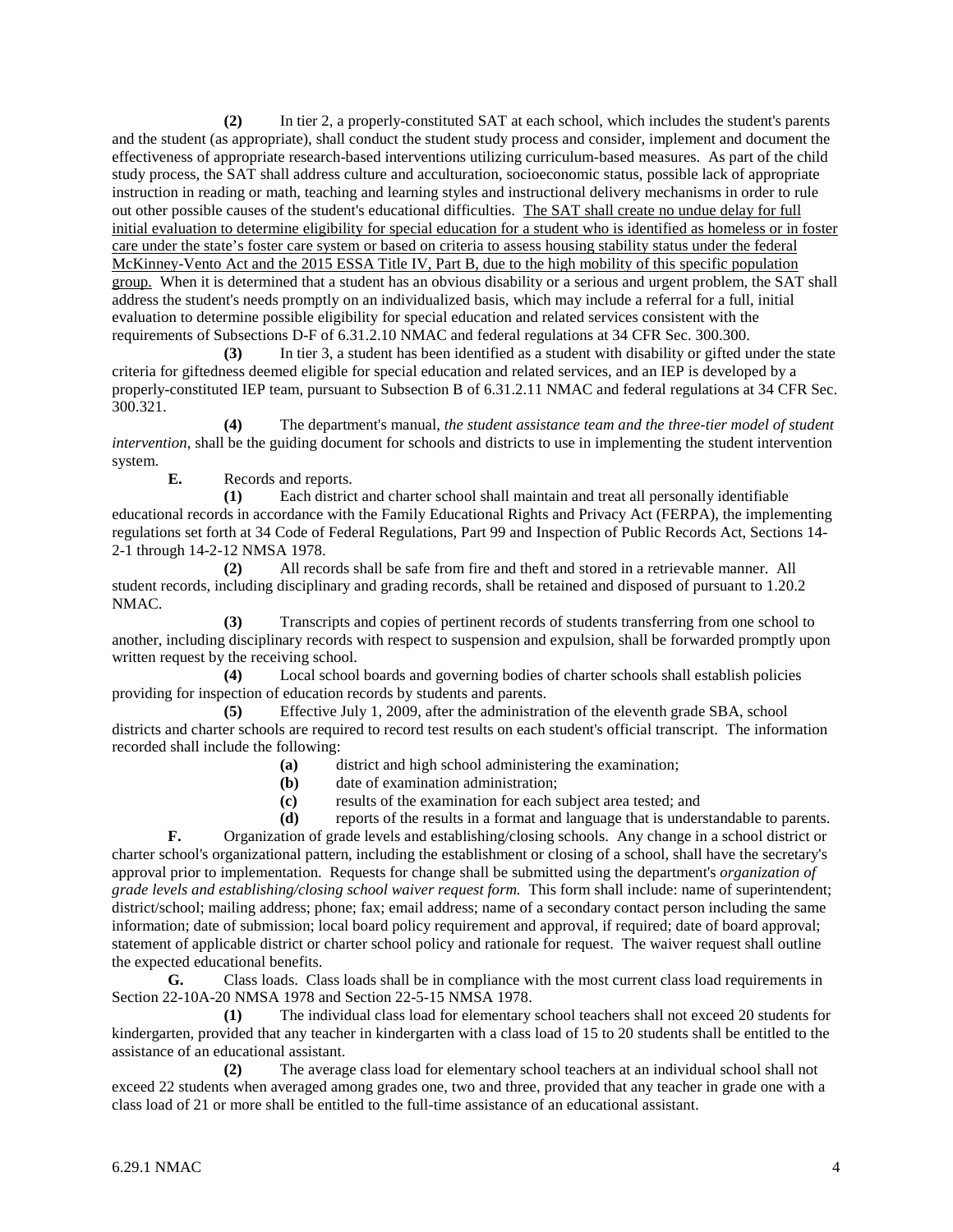**(2)** In tier 2, a properly-constituted SAT at each school, which includes the student's parents and the student (as appropriate), shall conduct the student study process and consider, implement and document the effectiveness of appropriate research-based interventions utilizing curriculum-based measures. As part of the child study process, the SAT shall address culture and acculturation, socioeconomic status, possible lack of appropriate instruction in reading or math, teaching and learning styles and instructional delivery mechanisms in order to rule out other possible causes of the student's educational difficulties. <u>The SAT shall create no undue delay for full initial evaluation to determine eligibility for special education for a student who is identified as homeless or in foster care under the state's foster care system or based on criteria to assess housing stability status under the federal McKinney-Vento Act and the 2015 ESSA Title IV, Part B, due to the high mobility of this specific population group.</u> When it is determined that a student has an obvious disability or a serious and urgent problem, the SAT shall address the student's needs promptly on an individualized basis, which may include a referral for a full, initial evaluation to determine possible eligibility for special education and related services consistent with the requirements of Subsections D-F of 6.31.2.10 NMAC and federal regulations at 34 CFR Sec. 300.300.

**(3)** In tier 3, a student has been identified as a student with disability or gifted under the state criteria for giftedness deemed eligible for special education and related services, and an IEP is developed by a properly-constituted IEP team, pursuant to Subsection B of 6.31.2.11 NMAC and federal regulations at 34 CFR Sec. 300.321.

**(4)** The department's manual, *the student assistance team and the three-tier model of student intervention*, shall be the guiding document for schools and districts to use in implementing the student intervention system.

**E.** Records and reports.

**(1)** Each district and charter school shall maintain and treat all personally identifiable educational records in accordance with the Family Educational Rights and Privacy Act (FERPA), the implementing regulations set forth at 34 Code of Federal Regulations, Part 99 and Inspection of Public Records Act, Sections 14-2-1 through 14-2-12 NMSA 1978.

**(2)** All records shall be safe from fire and theft and stored in a retrievable manner. All student records, including disciplinary and grading records, shall be retained and disposed of pursuant to 1.20.2 NMAC.

**(3)** Transcripts and copies of pertinent records of students transferring from one school to another, including disciplinary records with respect to suspension and expulsion, shall be forwarded promptly upon written request by the receiving school.

**(4)** Local school boards and governing bodies of charter schools shall establish policies providing for inspection of education records by students and parents.

**(5)** Effective July 1, 2009, after the administration of the eleventh grade SBA, school districts and charter schools are required to record test results on each student's official transcript. The information recorded shall include the following:

**(a)** district and high school administering the examination;

**(b)** date of examination administration;

**(c)** results of the examination for each subject area tested; and

**(d)** reports of the results in a format and language that is understandable to parents.

**F.** Organization of grade levels and establishing/closing schools. Any change in a school district or charter school's organizational pattern, including the establishment or closing of a school, shall have the secretary's approval prior to implementation. Requests for change shall be submitted using the department's *organization of grade levels and establishing/closing school waiver request form.* This form shall include: name of superintendent; district/school; mailing address; phone; fax; email address; name of a secondary contact person including the same information; date of submission; local board policy requirement and approval, if required; date of board approval; statement of applicable district or charter school policy and rationale for request. The waiver request shall outline the expected educational benefits.

**G.** Class loads. Class loads shall be in compliance with the most current class load requirements in Section 22-10A-20 NMSA 1978 and Section 22-5-15 NMSA 1978.

**(1)** The individual class load for elementary school teachers shall not exceed 20 students for kindergarten, provided that any teacher in kindergarten with a class load of 15 to 20 students shall be entitled to the assistance of an educational assistant.

**(2)** The average class load for elementary school teachers at an individual school shall not exceed 22 students when averaged among grades one, two and three, provided that any teacher in grade one with a class load of 21 or more shall be entitled to the full-time assistance of an educational assistant.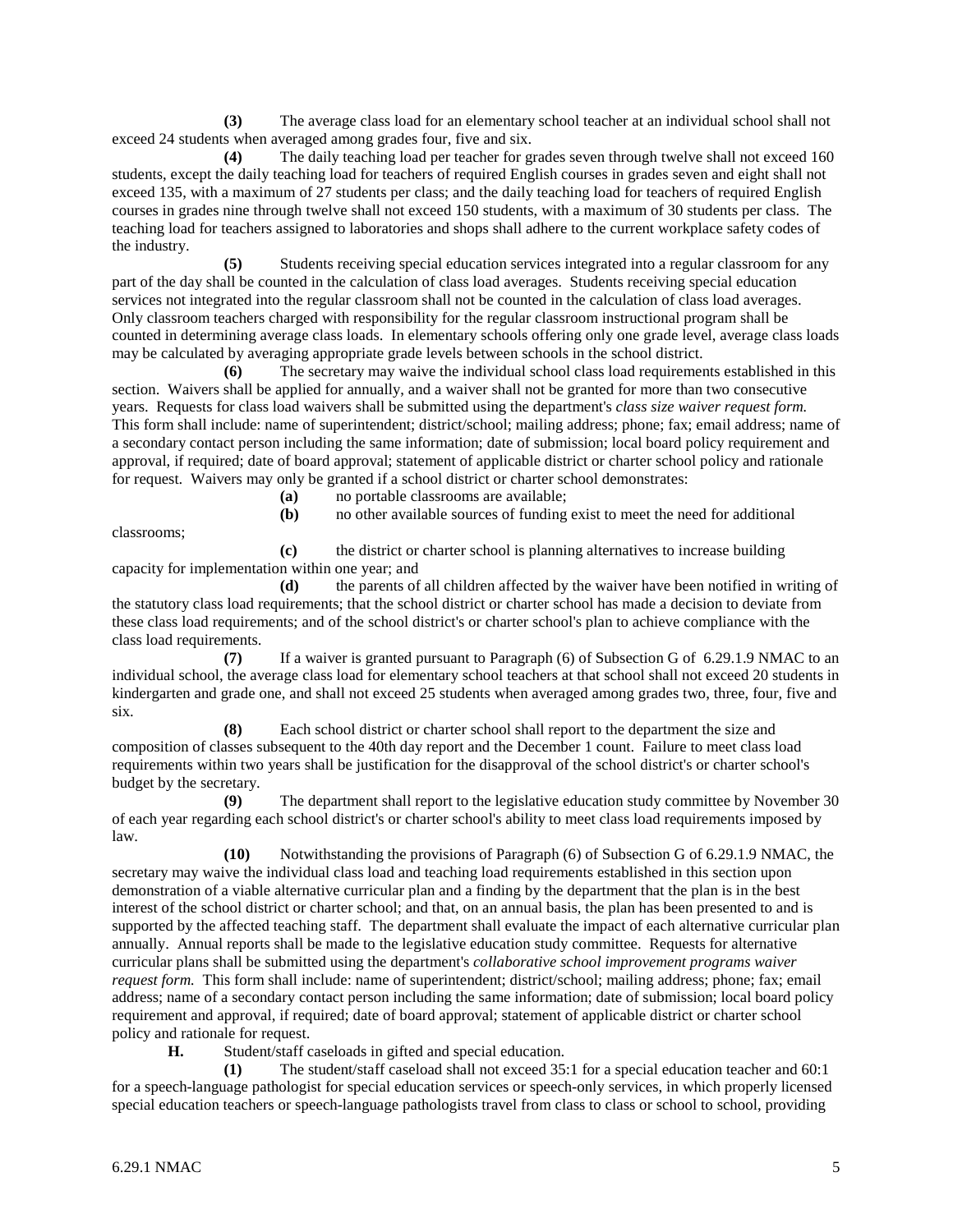**(3)** The average class load for an elementary school teacher at an individual school shall not exceed 24 students when averaged among grades four, five and six.

**(4)** The daily teaching load per teacher for grades seven through twelve shall not exceed 160 students, except the daily teaching load for teachers of required English courses in grades seven and eight shall not exceed 135, with a maximum of 27 students per class; and the daily teaching load for teachers of required English courses in grades nine through twelve shall not exceed 150 students, with a maximum of 30 students per class. The teaching load for teachers assigned to laboratories and shops shall adhere to the current workplace safety codes of the industry.

**(5)** Students receiving special education services integrated into a regular classroom for any part of the day shall be counted in the calculation of class load averages. Students receiving special education services not integrated into the regular classroom shall not be counted in the calculation of class load averages. Only classroom teachers charged with responsibility for the regular classroom instructional program shall be counted in determining average class loads. In elementary schools offering only one grade level, average class loads may be calculated by averaging appropriate grade levels between schools in the school district.

**(6)** The secretary may waive the individual school class load requirements established in this section. Waivers shall be applied for annually, and a waiver shall not be granted for more than two consecutive years. Requests for class load waivers shall be submitted using the department's *class size waiver request form.* This form shall include: name of superintendent; district/school; mailing address; phone; fax; email address; name of a secondary contact person including the same information; date of submission; local board policy requirement and approval, if required; date of board approval; statement of applicable district or charter school policy and rationale for request. Waivers may only be granted if a school district or charter school demonstrates:

**(a)** no portable classrooms are available;

**(b)** no other available sources of funding exist to meet the need for additional classrooms;

**(c)** the district or charter school is planning alternatives to increase building capacity for implementation within one year; and

**(d)** the parents of all children affected by the waiver have been notified in writing of the statutory class load requirements; that the school district or charter school has made a decision to deviate from these class load requirements; and of the school district's or charter school's plan to achieve compliance with the class load requirements.

**(7)** If a waiver is granted pursuant to Paragraph (6) of Subsection G of 6.29.1.9 NMAC to an individual school, the average class load for elementary school teachers at that school shall not exceed 20 students in kindergarten and grade one, and shall not exceed 25 students when averaged among grades two, three, four, five and six.

**(8)** Each school district or charter school shall report to the department the size and composition of classes subsequent to the 40th day report and the December 1 count. Failure to meet class load requirements within two years shall be justification for the disapproval of the school district's or charter school's budget by the secretary.

**(9)** The department shall report to the legislative education study committee by November 30 of each year regarding each school district's or charter school's ability to meet class load requirements imposed by law.

**(10)** Notwithstanding the provisions of Paragraph (6) of Subsection G of 6.29.1.9 NMAC, the secretary may waive the individual class load and teaching load requirements established in this section upon demonstration of a viable alternative curricular plan and a finding by the department that the plan is in the best interest of the school district or charter school; and that, on an annual basis, the plan has been presented to and is supported by the affected teaching staff. The department shall evaluate the impact of each alternative curricular plan annually. Annual reports shall be made to the legislative education study committee. Requests for alternative curricular plans shall be submitted using the department's *collaborative school improvement programs waiver request form.* This form shall include: name of superintendent; district/school; mailing address; phone; fax; email address; name of a secondary contact person including the same information; date of submission; local board policy requirement and approval, if required; date of board approval; statement of applicable district or charter school policy and rationale for request.

**H.** Student/staff caseloads in gifted and special education.

**(1)** The student/staff caseload shall not exceed 35:1 for a special education teacher and 60:1 for a speech-language pathologist for special education services or speech-only services, in which properly licensed special education teachers or speech-language pathologists travel from class to class or school to school, providing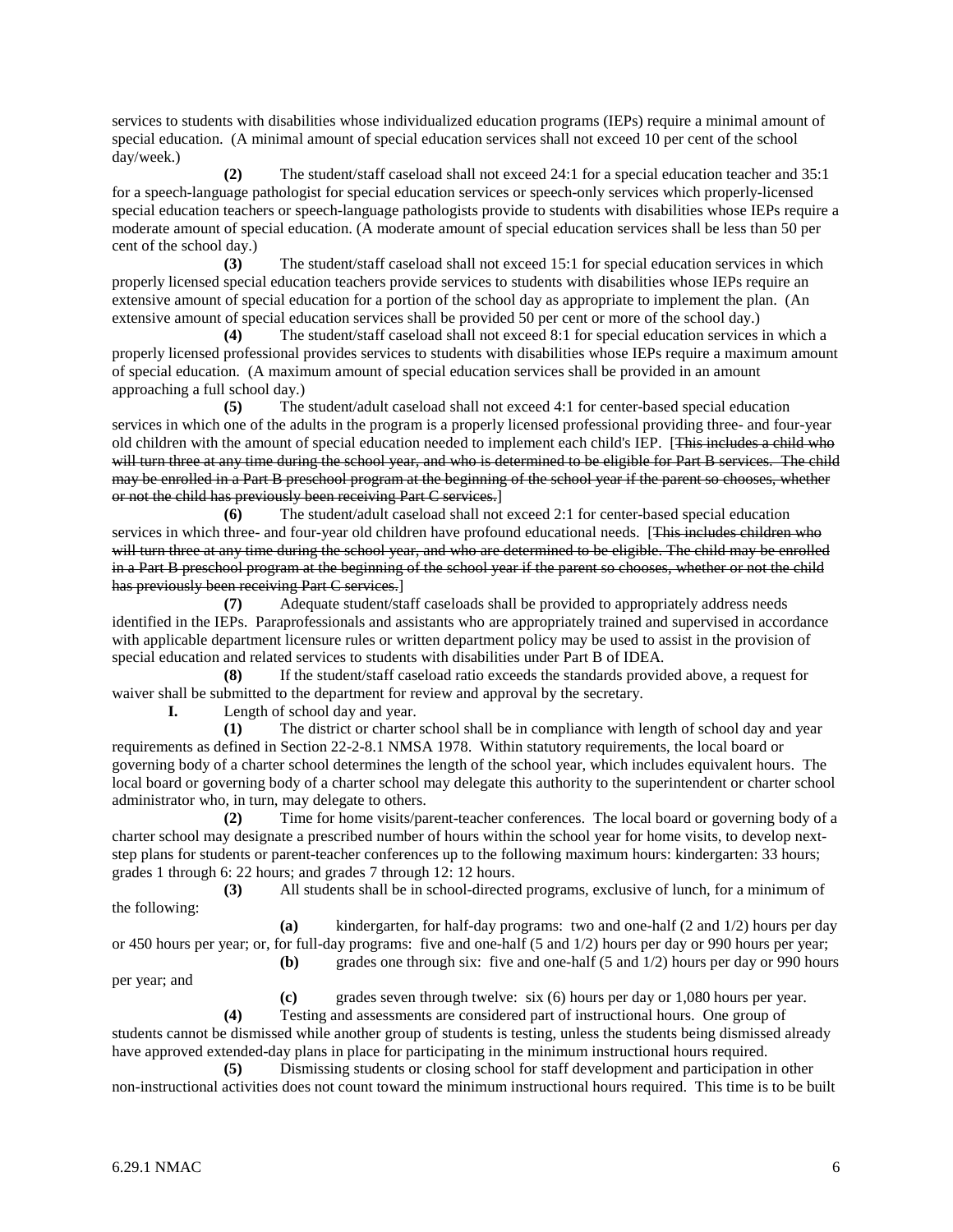services to students with disabilities whose individualized education programs (IEPs) require a minimal amount of special education. (A minimal amount of special education services shall not exceed 10 per cent of the school day/week.)

**(2)** The student/staff caseload shall not exceed 24:1 for a special education teacher and 35:1 for a speech-language pathologist for special education services or speech-only services which properly-licensed special education teachers or speech-language pathologists provide to students with disabilities whose IEPs require a moderate amount of special education. (A moderate amount of special education services shall be less than 50 per cent of the school day.)

**(3)** The student/staff caseload shall not exceed 15:1 for special education services in which properly licensed special education teachers provide services to students with disabilities whose IEPs require an extensive amount of special education for a portion of the school day as appropriate to implement the plan. (An extensive amount of special education services shall be provided 50 per cent or more of the school day.)

**(4)** The student/staff caseload shall not exceed 8:1 for special education services in which a properly licensed professional provides services to students with disabilities whose IEPs require a maximum amount of special education. (A maximum amount of special education services shall be provided in an amount approaching a full school day.)

**(5)** The student/adult caseload shall not exceed 4:1 for center-based special education services in which one of the adults in the program is a properly licensed professional providing three- and four-year old children with the amount of special education needed to implement each child's IEP. [~~This includes a child who will turn three at any time during the school year, and who is determined to be eligible for Part B services. The child may be enrolled in a Part B preschool program at the beginning of the school year if the parent so chooses, whether or not the child has previously been receiving Part C services.~~]

**(6)** The student/adult caseload shall not exceed 2:1 for center-based special education services in which three- and four-year old children have profound educational needs. [~~This includes children who will turn three at any time during the school year, and who are determined to be eligible. The child may be enrolled in a Part B preschool program at the beginning of the school year if the parent so chooses, whether or not the child has previously been receiving Part C services.~~]

**(7)** Adequate student/staff caseloads shall be provided to appropriately address needs identified in the IEPs. Paraprofessionals and assistants who are appropriately trained and supervised in accordance with applicable department licensure rules or written department policy may be used to assist in the provision of special education and related services to students with disabilities under Part B of IDEA.

**(8)** If the student/staff caseload ratio exceeds the standards provided above, a request for waiver shall be submitted to the department for review and approval by the secretary.

**I.** Length of school day and year.

**(1)** The district or charter school shall be in compliance with length of school day and year requirements as defined in Section 22-2-8.1 NMSA 1978. Within statutory requirements, the local board or governing body of a charter school determines the length of the school year, which includes equivalent hours. The local board or governing body of a charter school may delegate this authority to the superintendent or charter school administrator who, in turn, may delegate to others.

**(2)** Time for home visits/parent-teacher conferences. The local board or governing body of a charter school may designate a prescribed number of hours within the school year for home visits, to develop next-step plans for students or parent-teacher conferences up to the following maximum hours: kindergarten: 33 hours; grades 1 through 6: 22 hours; and grades 7 through 12: 12 hours.

**(3)** All students shall be in school-directed programs, exclusive of lunch, for a minimum of the following:

**(a)** kindergarten, for half-day programs: two and one-half (2 and 1/2) hours per day or 450 hours per year; or, for full-day programs: five and one-half (5 and 1/2) hours per day or 990 hours per year;

**(b)** grades one through six: five and one-half (5 and 1/2) hours per day or 990 hours per year; and

**(c)** grades seven through twelve: six (6) hours per day or 1,080 hours per year.

**(4)** Testing and assessments are considered part of instructional hours. One group of students cannot be dismissed while another group of students is testing, unless the students being dismissed already have approved extended-day plans in place for participating in the minimum instructional hours required.

**(5)** Dismissing students or closing school for staff development and participation in other non-instructional activities does not count toward the minimum instructional hours required. This time is to be built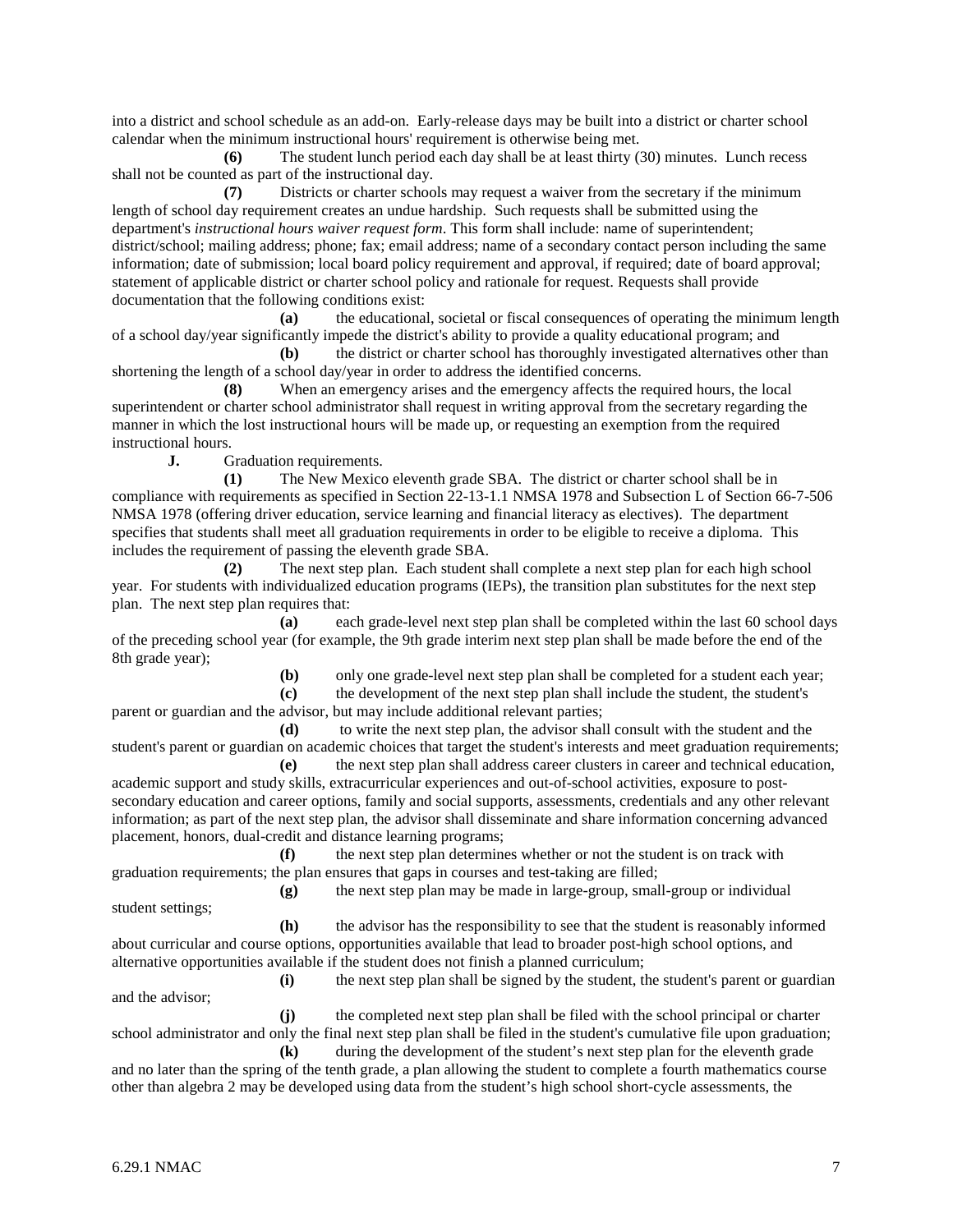into a district and school schedule as an add-on. Early-release days may be built into a district or charter school calendar when the minimum instructional hours' requirement is otherwise being met.

**(6)** The student lunch period each day shall be at least thirty (30) minutes. Lunch recess shall not be counted as part of the instructional day.

**(7)** Districts or charter schools may request a waiver from the secretary if the minimum length of school day requirement creates an undue hardship. Such requests shall be submitted using the department's *instructional hours waiver request form*. This form shall include: name of superintendent; district/school; mailing address; phone; fax; email address; name of a secondary contact person including the same information; date of submission; local board policy requirement and approval, if required; date of board approval; statement of applicable district or charter school policy and rationale for request. Requests shall provide documentation that the following conditions exist:

**(a)** the educational, societal or fiscal consequences of operating the minimum length of a school day/year significantly impede the district's ability to provide a quality educational program; and

**(b)** the district or charter school has thoroughly investigated alternatives other than shortening the length of a school day/year in order to address the identified concerns.

**(8)** When an emergency arises and the emergency affects the required hours, the local superintendent or charter school administrator shall request in writing approval from the secretary regarding the manner in which the lost instructional hours will be made up, or requesting an exemption from the required instructional hours.

**J.** Graduation requirements.

**(1)** The New Mexico eleventh grade SBA. The district or charter school shall be in compliance with requirements as specified in Section 22-13-1.1 NMSA 1978 and Subsection L of Section 66-7-506 NMSA 1978 (offering driver education, service learning and financial literacy as electives). The department specifies that students shall meet all graduation requirements in order to be eligible to receive a diploma. This includes the requirement of passing the eleventh grade SBA.

**(2)** The next step plan. Each student shall complete a next step plan for each high school year. For students with individualized education programs (IEPs), the transition plan substitutes for the next step plan. The next step plan requires that:

**(a)** each grade-level next step plan shall be completed within the last 60 school days of the preceding school year (for example, the 9th grade interim next step plan shall be made before the end of the 8th grade year);

**(b)** only one grade-level next step plan shall be completed for a student each year;

**(c)** the development of the next step plan shall include the student, the student's parent or guardian and the advisor, but may include additional relevant parties;

**(d)** to write the next step plan, the advisor shall consult with the student and the student's parent or guardian on academic choices that target the student's interests and meet graduation requirements;

**(e)** the next step plan shall address career clusters in career and technical education, academic support and study skills, extracurricular experiences and out-of-school activities, exposure to post-secondary education and career options, family and social supports, assessments, credentials and any other relevant information; as part of the next step plan, the advisor shall disseminate and share information concerning advanced placement, honors, dual-credit and distance learning programs;

**(f)** the next step plan determines whether or not the student is on track with graduation requirements; the plan ensures that gaps in courses and test-taking are filled;

**(g)** the next step plan may be made in large-group, small-group or individual student settings;

**(h)** the advisor has the responsibility to see that the student is reasonably informed about curricular and course options, opportunities available that lead to broader post-high school options, and alternative opportunities available if the student does not finish a planned curriculum;

**(i)** the next step plan shall be signed by the student, the student's parent or guardian and the advisor;

**(j)** the completed next step plan shall be filed with the school principal or charter school administrator and only the final next step plan shall be filed in the student's cumulative file upon graduation;

**(k)** during the development of the student's next step plan for the eleventh grade and no later than the spring of the tenth grade, a plan allowing the student to complete a fourth mathematics course other than algebra 2 may be developed using data from the student's high school short-cycle assessments, the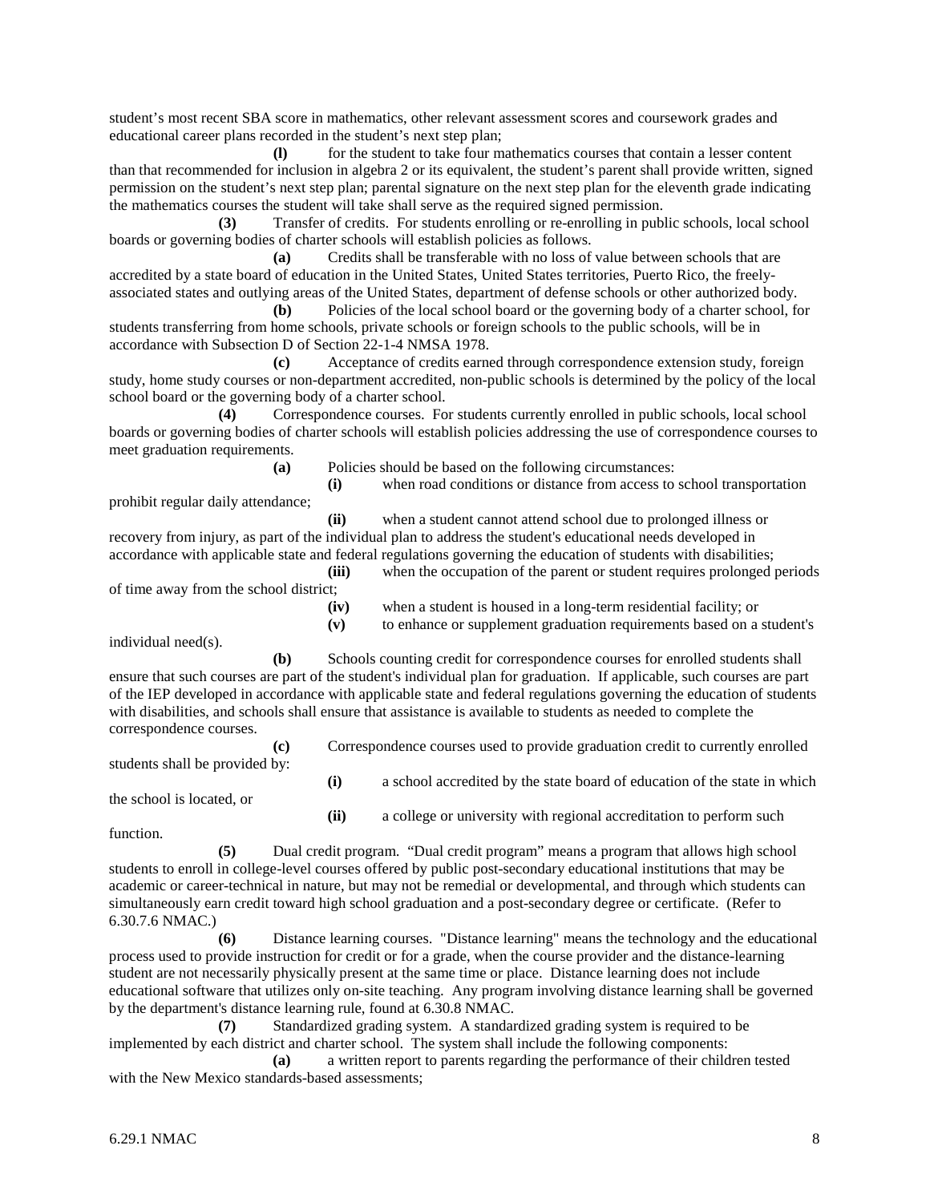student's most recent SBA score in mathematics, other relevant assessment scores and coursework grades and educational career plans recorded in the student's next step plan;

**(l)** for the student to take four mathematics courses that contain a lesser content than that recommended for inclusion in algebra 2 or its equivalent, the student's parent shall provide written, signed permission on the student's next step plan; parental signature on the next step plan for the eleventh grade indicating the mathematics courses the student will take shall serve as the required signed permission.

**(3)** Transfer of credits. For students enrolling or re-enrolling in public schools, local school boards or governing bodies of charter schools will establish policies as follows.

**(a)** Credits shall be transferable with no loss of value between schools that are accredited by a state board of education in the United States, United States territories, Puerto Rico, the freely-associated states and outlying areas of the United States, department of defense schools or other authorized body.

**(b)** Policies of the local school board or the governing body of a charter school, for students transferring from home schools, private schools or foreign schools to the public schools, will be in accordance with Subsection D of Section 22-1-4 NMSA 1978.

**(c)** Acceptance of credits earned through correspondence extension study, foreign study, home study courses or non-department accredited, non-public schools is determined by the policy of the local school board or the governing body of a charter school.

**(4)** Correspondence courses. For students currently enrolled in public schools, local school boards or governing bodies of charter schools will establish policies addressing the use of correspondence courses to meet graduation requirements.

**(a)** Policies should be based on the following circumstances:

**(i)** when road conditions or distance from access to school transportation prohibit regular daily attendance;

**(ii)** when a student cannot attend school due to prolonged illness or recovery from injury, as part of the individual plan to address the student's educational needs developed in accordance with applicable state and federal regulations governing the education of students with disabilities;

**(iii)** when the occupation of the parent or student requires prolonged periods of time away from the school district;

**(iv)** when a student is housed in a long-term residential facility; or

**(v)** to enhance or supplement graduation requirements based on a student's individual need(s).

**(b)** Schools counting credit for correspondence courses for enrolled students shall ensure that such courses are part of the student's individual plan for graduation. If applicable, such courses are part of the IEP developed in accordance with applicable state and federal regulations governing the education of students with disabilities, and schools shall ensure that assistance is available to students as needed to complete the correspondence courses.

**(c)** Correspondence courses used to provide graduation credit to currently enrolled students shall be provided by:

**(i)** a school accredited by the state board of education of the state in which the school is located, or

**(ii)** a college or university with regional accreditation to perform such function.

**(5)** Dual credit program. "Dual credit program" means a program that allows high school students to enroll in college-level courses offered by public post-secondary educational institutions that may be academic or career-technical in nature, but may not be remedial or developmental, and through which students can simultaneously earn credit toward high school graduation and a post-secondary degree or certificate. (Refer to 6.30.7.6 NMAC.)

**(6)** Distance learning courses. "Distance learning" means the technology and the educational process used to provide instruction for credit or for a grade, when the course provider and the distance-learning student are not necessarily physically present at the same time or place. Distance learning does not include educational software that utilizes only on-site teaching. Any program involving distance learning shall be governed by the department's distance learning rule, found at 6.30.8 NMAC.

**(7)** Standardized grading system. A standardized grading system is required to be implemented by each district and charter school. The system shall include the following components:

**(a)** a written report to parents regarding the performance of their children tested with the New Mexico standards-based assessments;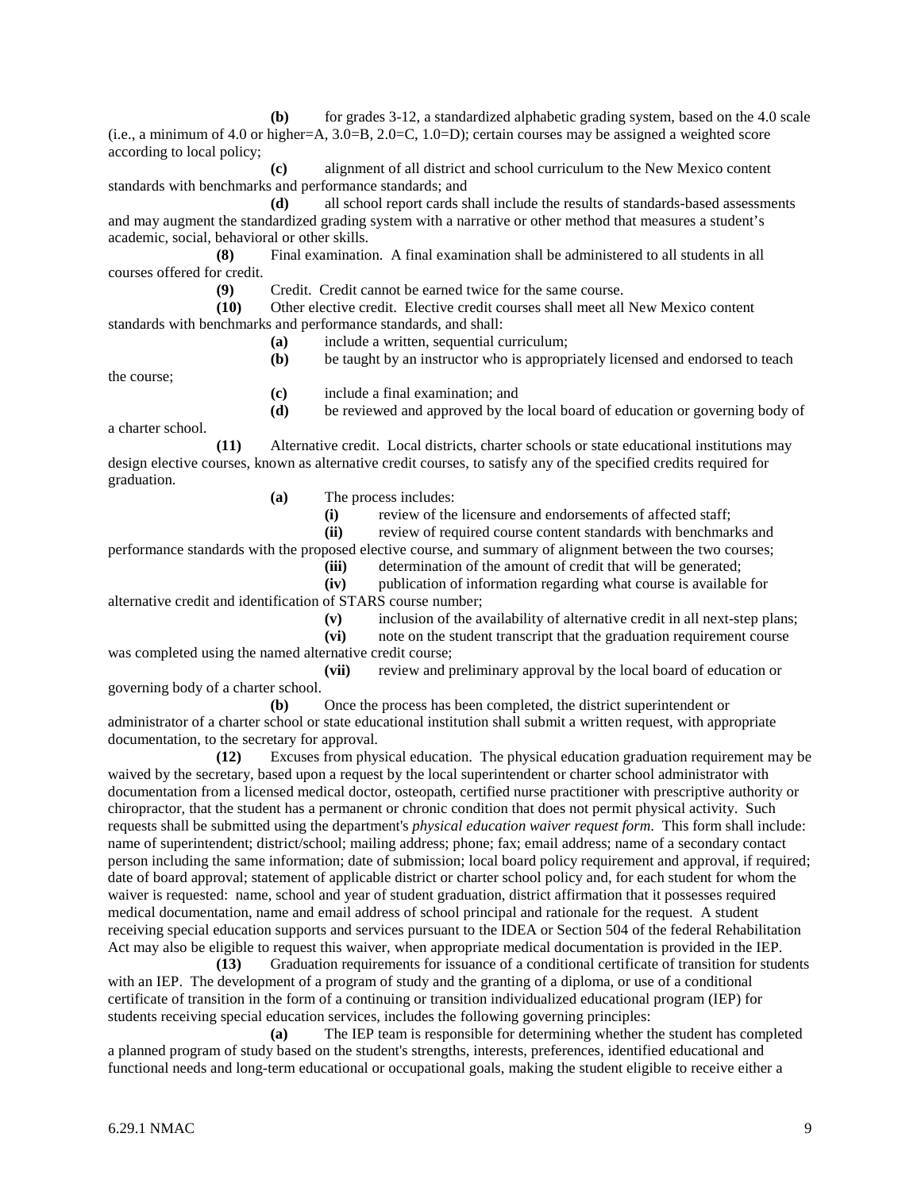**(b)** for grades 3-12, a standardized alphabetic grading system, based on the 4.0 scale (i.e., a minimum of 4.0 or higher=A, 3.0=B, 2.0=C, 1.0=D); certain courses may be assigned a weighted score according to local policy;

**(c)** alignment of all district and school curriculum to the New Mexico content standards with benchmarks and performance standards; and

**(d)** all school report cards shall include the results of standards-based assessments and may augment the standardized grading system with a narrative or other method that measures a student's academic, social, behavioral or other skills.

**(8)** Final examination. A final examination shall be administered to all students in all courses offered for credit.

**(9)** Credit. Credit cannot be earned twice for the same course.

**(10)** Other elective credit. Elective credit courses shall meet all New Mexico content standards with benchmarks and performance standards, and shall:

**(a)** include a written, sequential curriculum;

**(b)** be taught by an instructor who is appropriately licensed and endorsed to teach the course;

**(c)** include a final examination; and

**(d)** be reviewed and approved by the local board of education or governing body of a charter school.

**(11)** Alternative credit. Local districts, charter schools or state educational institutions may design elective courses, known as alternative credit courses, to satisfy any of the specified credits required for graduation.

**(a)** The process includes:

**(i)** review of the licensure and endorsements of affected staff;

**(ii)** review of required course content standards with benchmarks and performance standards with the proposed elective course, and summary of alignment between the two courses;

**(iii)** determination of the amount of credit that will be generated;

**(iv)** publication of information regarding what course is available for alternative credit and identification of STARS course number;

**(v)** inclusion of the availability of alternative credit in all next-step plans;

**(vi)** note on the student transcript that the graduation requirement course was completed using the named alternative credit course;

**(vii)** review and preliminary approval by the local board of education or governing body of a charter school.

**(b)** Once the process has been completed, the district superintendent or administrator of a charter school or state educational institution shall submit a written request, with appropriate documentation, to the secretary for approval.

**(12)** Excuses from physical education. The physical education graduation requirement may be waived by the secretary, based upon a request by the local superintendent or charter school administrator with documentation from a licensed medical doctor, osteopath, certified nurse practitioner with prescriptive authority or chiropractor, that the student has a permanent or chronic condition that does not permit physical activity. Such requests shall be submitted using the department's *physical education waiver request form*. This form shall include: name of superintendent; district/school; mailing address; phone; fax; email address; name of a secondary contact person including the same information; date of submission; local board policy requirement and approval, if required; date of board approval; statement of applicable district or charter school policy and, for each student for whom the waiver is requested: name, school and year of student graduation, district affirmation that it possesses required medical documentation, name and email address of school principal and rationale for the request. A student receiving special education supports and services pursuant to the IDEA or Section 504 of the federal Rehabilitation Act may also be eligible to request this waiver, when appropriate medical documentation is provided in the IEP.

**(13)** Graduation requirements for issuance of a conditional certificate of transition for students with an IEP. The development of a program of study and the granting of a diploma, or use of a conditional certificate of transition in the form of a continuing or transition individualized educational program (IEP) for students receiving special education services, includes the following governing principles:

**(a)** The IEP team is responsible for determining whether the student has completed a planned program of study based on the student's strengths, interests, preferences, identified educational and functional needs and long-term educational or occupational goals, making the student eligible to receive either a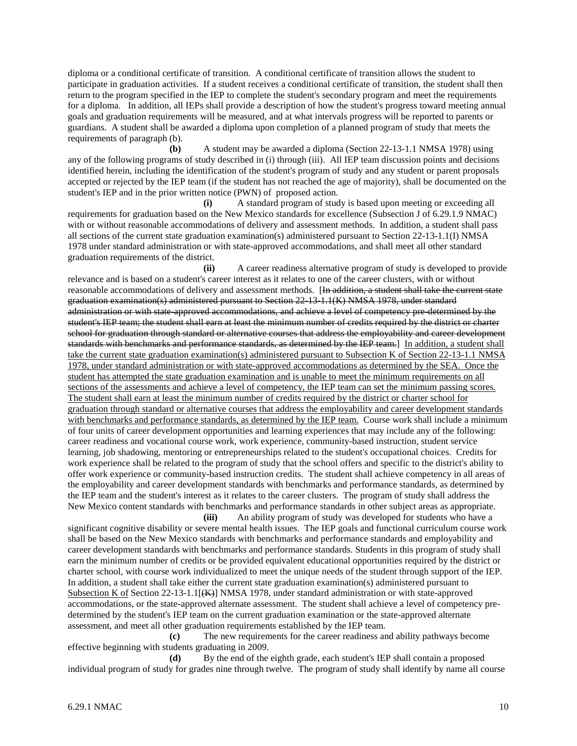diploma or a conditional certificate of transition. A conditional certificate of transition allows the student to participate in graduation activities. If a student receives a conditional certificate of transition, the student shall then return to the program specified in the IEP to complete the student's secondary program and meet the requirements for a diploma. In addition, all IEPs shall provide a description of how the student's progress toward meeting annual goals and graduation requirements will be measured, and at what intervals progress will be reported to parents or guardians. A student shall be awarded a diploma upon completion of a planned program of study that meets the requirements of paragraph (b).

**(b)** A student may be awarded a diploma (Section 22-13-1.1 NMSA 1978) using any of the following programs of study described in (i) through (iii). All IEP team discussion points and decisions identified herein, including the identification of the student's program of study and any student or parent proposals accepted or rejected by the IEP team (if the student has not reached the age of majority), shall be documented on the student's IEP and in the prior written notice (PWN) of proposed action.

**(i)** A standard program of study is based upon meeting or exceeding all requirements for graduation based on the New Mexico standards for excellence (Subsection J of 6.29.1.9 NMAC) with or without reasonable accommodations of delivery and assessment methods. In addition, a student shall pass all sections of the current state graduation examination(s) administered pursuant to Section 22-13-1.1(I) NMSA 1978 under standard administration or with state-approved accommodations, and shall meet all other standard graduation requirements of the district.

**(ii)** A career readiness alternative program of study is developed to provide relevance and is based on a student's career interest as it relates to one of the career clusters, with or without reasonable accommodations of delivery and assessment methods. [~~In addition, a student shall take the current state graduation examination(s) administered pursuant to Section 22-13-1.1(K) NMSA 1978, under standard administration or with state-approved accommodations, and achieve a level of competency pre-determined by the student's IEP team; the student shall earn at least the minimum number of credits required by the district or charter school for graduation through standard or alternative courses that address the employability and career development standards with benchmarks and performance standards, as determined by the IEP team.~~] <u>In addition, a student shall take the current state graduation examination(s) administered pursuant to Subsection K of Section 22-13-1.1 NMSA 1978, under standard administration or with state-approved accommodations as determined by the SEA. Once the student has attempted the state graduation examination and is unable to meet the minimum requirements on all sections of the assessments and achieve a level of competency, the IEP team can set the minimum passing scores. The student shall earn at least the minimum number of credits required by the district or charter school for graduation through standard or alternative courses that address the employability and career development standards with benchmarks and performance standards, as determined by the IEP team.</u> Course work shall include a minimum of four units of career development opportunities and learning experiences that may include any of the following: career readiness and vocational course work, work experience, community-based instruction, student service learning, job shadowing, mentoring or entrepreneurships related to the student's occupational choices. Credits for work experience shall be related to the program of study that the school offers and specific to the district's ability to offer work experience or community-based instruction credits. The student shall achieve competency in all areas of the employability and career development standards with benchmarks and performance standards, as determined by the IEP team and the student's interest as it relates to the career clusters. The program of study shall address the New Mexico content standards with benchmarks and performance standards in other subject areas as appropriate.

**(iii)** An ability program of study was developed for students who have a significant cognitive disability or severe mental health issues. The IEP goals and functional curriculum course work shall be based on the New Mexico standards with benchmarks and performance standards and employability and career development standards with benchmarks and performance standards. Students in this program of study shall earn the minimum number of credits or be provided equivalent educational opportunities required by the district or charter school, with course work individualized to meet the unique needs of the student through support of the IEP. In addition, a student shall take either the current state graduation examination(s) administered pursuant to <u>Subsection K of</u> Section 22-13-1.1[~~(K)~~] NMSA 1978, under standard administration or with state-approved accommodations, or the state-approved alternate assessment. The student shall achieve a level of competency pre-determined by the student's IEP team on the current graduation examination or the state-approved alternate assessment, and meet all other graduation requirements established by the IEP team.

**(c)** The new requirements for the career readiness and ability pathways become effective beginning with students graduating in 2009.

**(d)** By the end of the eighth grade, each student's IEP shall contain a proposed individual program of study for grades nine through twelve. The program of study shall identify by name all course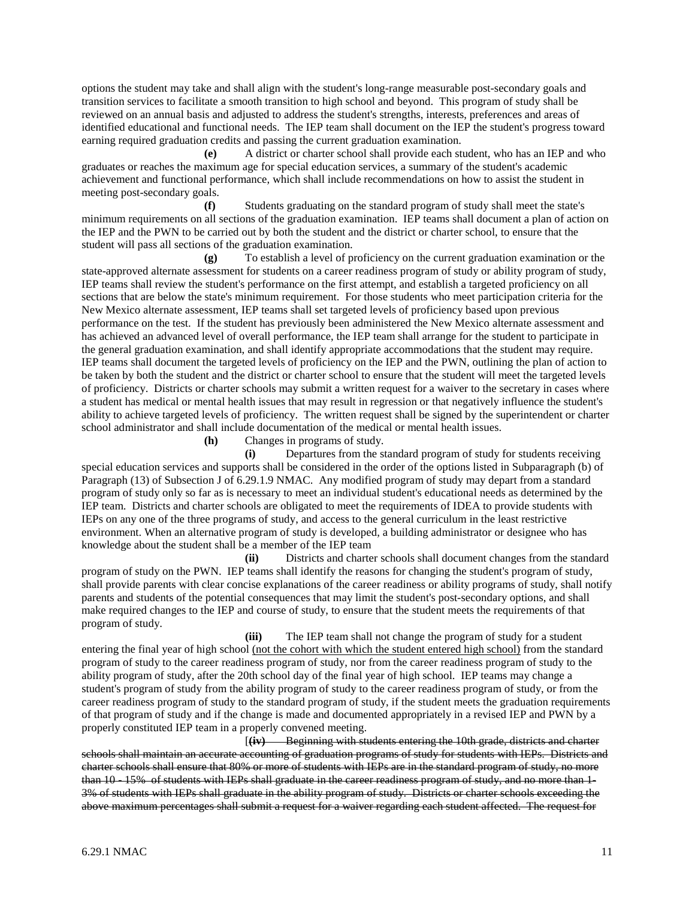options the student may take and shall align with the student's long-range measurable post-secondary goals and transition services to facilitate a smooth transition to high school and beyond. This program of study shall be reviewed on an annual basis and adjusted to address the student's strengths, interests, preferences and areas of identified educational and functional needs. The IEP team shall document on the IEP the student's progress toward earning required graduation credits and passing the current graduation examination.

**(e)** A district or charter school shall provide each student, who has an IEP and who graduates or reaches the maximum age for special education services, a summary of the student's academic achievement and functional performance, which shall include recommendations on how to assist the student in meeting post-secondary goals.

**(f)** Students graduating on the standard program of study shall meet the state's minimum requirements on all sections of the graduation examination. IEP teams shall document a plan of action on the IEP and the PWN to be carried out by both the student and the district or charter school, to ensure that the student will pass all sections of the graduation examination.

**(g)** To establish a level of proficiency on the current graduation examination or the state-approved alternate assessment for students on a career readiness program of study or ability program of study, IEP teams shall review the student's performance on the first attempt, and establish a targeted proficiency on all sections that are below the state's minimum requirement. For those students who meet participation criteria for the New Mexico alternate assessment, IEP teams shall set targeted levels of proficiency based upon previous performance on the test. If the student has previously been administered the New Mexico alternate assessment and has achieved an advanced level of overall performance, the IEP team shall arrange for the student to participate in the general graduation examination, and shall identify appropriate accommodations that the student may require. IEP teams shall document the targeted levels of proficiency on the IEP and the PWN, outlining the plan of action to be taken by both the student and the district or charter school to ensure that the student will meet the targeted levels of proficiency. Districts or charter schools may submit a written request for a waiver to the secretary in cases where a student has medical or mental health issues that may result in regression or that negatively influence the student's ability to achieve targeted levels of proficiency. The written request shall be signed by the superintendent or charter school administrator and shall include documentation of the medical or mental health issues.

**(h)** Changes in programs of study.

**(i)** Departures from the standard program of study for students receiving special education services and supports shall be considered in the order of the options listed in Subparagraph (b) of Paragraph (13) of Subsection J of 6.29.1.9 NMAC. Any modified program of study may depart from a standard program of study only so far as is necessary to meet an individual student's educational needs as determined by the IEP team. Districts and charter schools are obligated to meet the requirements of IDEA to provide students with IEPs on any one of the three programs of study, and access to the general curriculum in the least restrictive environment. When an alternative program of study is developed, a building administrator or designee who has knowledge about the student shall be a member of the IEP team

**(ii)** Districts and charter schools shall document changes from the standard program of study on the PWN. IEP teams shall identify the reasons for changing the student's program of study, shall provide parents with clear concise explanations of the career readiness or ability programs of study, shall notify parents and students of the potential consequences that may limit the student's post-secondary options, and shall make required changes to the IEP and course of study, to ensure that the student meets the requirements of that program of study.

**(iii)** The IEP team shall not change the program of study for a student entering the final year of high school <u>(not the cohort with which the student entered high school)</u> from the standard program of study to the career readiness program of study, nor from the career readiness program of study to the ability program of study, after the 20th school day of the final year of high school. IEP teams may change a student's program of study from the ability program of study to the career readiness program of study, or from the career readiness program of study to the standard program of study, if the student meets the graduation requirements of that program of study and if the change is made and documented appropriately in a revised IEP and PWN by a properly constituted IEP team in a properly convened meeting.

[~~**(iv)** Beginning with students entering the 10th grade, districts and charter schools shall maintain an accurate accounting of graduation programs of study for students with IEPs. Districts and charter schools shall ensure that 80% or more of students with IEPs are in the standard program of study, no more than 10 - 15% of students with IEPs shall graduate in the career readiness program of study, and no more than 1-3% of students with IEPs shall graduate in the ability program of study. Districts or charter schools exceeding the above maximum percentages shall submit a request for a waiver regarding each student affected. The request for~~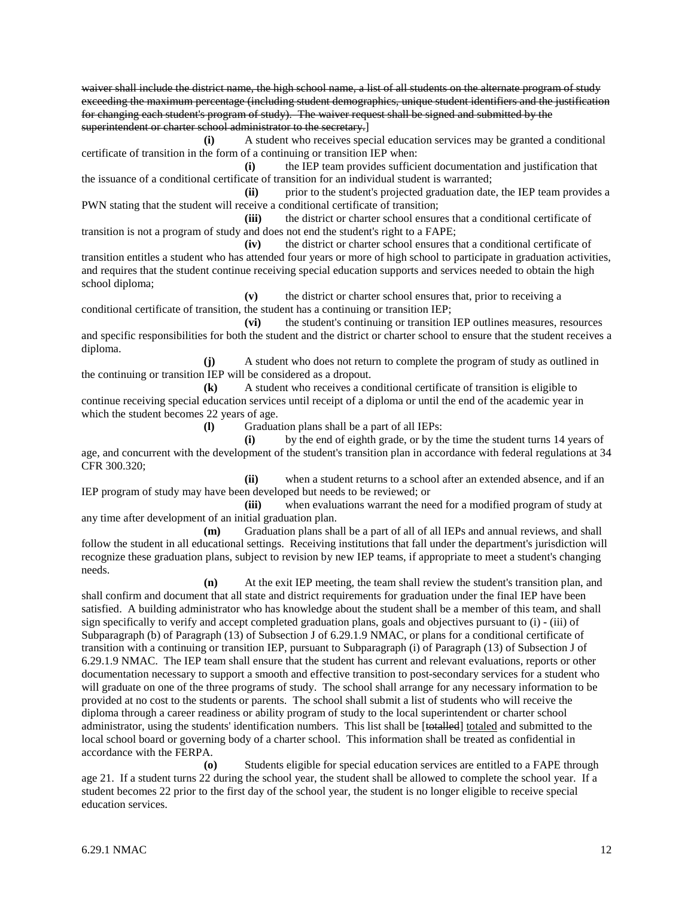~~waiver shall include the district name, the high school name, a list of all students on the alternate program of study exceeding the maximum percentage (including student demographics, unique student identifiers and the justification for changing each student's program of study). The waiver request shall be signed and submitted by the superintendent or charter school administrator to the secretary.~~]

**(i)** A student who receives special education services may be granted a conditional certificate of transition in the form of a continuing or transition IEP when:

**(i)** the IEP team provides sufficient documentation and justification that the issuance of a conditional certificate of transition for an individual student is warranted;

**(ii)** prior to the student's projected graduation date, the IEP team provides a PWN stating that the student will receive a conditional certificate of transition;

**(iii)** the district or charter school ensures that a conditional certificate of transition is not a program of study and does not end the student's right to a FAPE;

**(iv)** the district or charter school ensures that a conditional certificate of transition entitles a student who has attended four years or more of high school to participate in graduation activities, and requires that the student continue receiving special education supports and services needed to obtain the high school diploma;

**(v)** the district or charter school ensures that, prior to receiving a conditional certificate of transition, the student has a continuing or transition IEP;

**(vi)** the student's continuing or transition IEP outlines measures, resources and specific responsibilities for both the student and the district or charter school to ensure that the student receives a diploma.

**(j)** A student who does not return to complete the program of study as outlined in the continuing or transition IEP will be considered as a dropout.

**(k)** A student who receives a conditional certificate of transition is eligible to continue receiving special education services until receipt of a diploma or until the end of the academic year in which the student becomes 22 years of age.

**(l)** Graduation plans shall be a part of all IEPs:

**(i)** by the end of eighth grade, or by the time the student turns 14 years of age, and concurrent with the development of the student's transition plan in accordance with federal regulations at 34 CFR 300.320;

**(ii)** when a student returns to a school after an extended absence, and if an IEP program of study may have been developed but needs to be reviewed; or

**(iii)** when evaluations warrant the need for a modified program of study at any time after development of an initial graduation plan.

**(m)** Graduation plans shall be a part of all of all IEPs and annual reviews, and shall follow the student in all educational settings. Receiving institutions that fall under the department's jurisdiction will recognize these graduation plans, subject to revision by new IEP teams, if appropriate to meet a student's changing needs.

**(n)** At the exit IEP meeting, the team shall review the student's transition plan, and shall confirm and document that all state and district requirements for graduation under the final IEP have been satisfied. A building administrator who has knowledge about the student shall be a member of this team, and shall sign specifically to verify and accept completed graduation plans, goals and objectives pursuant to (i) - (iii) of Subparagraph (b) of Paragraph (13) of Subsection J of 6.29.1.9 NMAC, or plans for a conditional certificate of transition with a continuing or transition IEP, pursuant to Subparagraph (i) of Paragraph (13) of Subsection J of 6.29.1.9 NMAC. The IEP team shall ensure that the student has current and relevant evaluations, reports or other documentation necessary to support a smooth and effective transition to post-secondary services for a student who will graduate on one of the three programs of study. The school shall arrange for any necessary information to be provided at no cost to the students or parents. The school shall submit a list of students who will receive the diploma through a career readiness or ability program of study to the local superintendent or charter school administrator, using the students' identification numbers. This list shall be [~~totalled~~] <u>totaled</u> and submitted to the local school board or governing body of a charter school. This information shall be treated as confidential in accordance with the FERPA.

**(o)** Students eligible for special education services are entitled to a FAPE through age 21. If a student turns 22 during the school year, the student shall be allowed to complete the school year. If a student becomes 22 prior to the first day of the school year, the student is no longer eligible to receive special education services.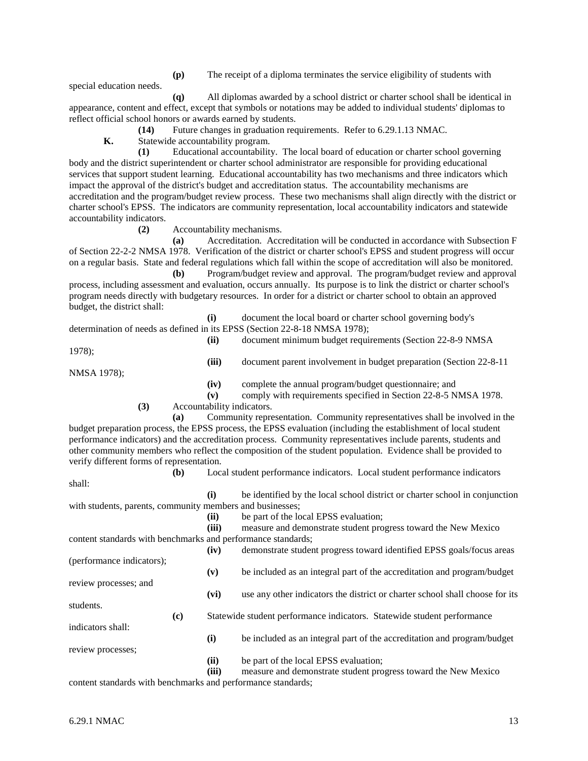**(p)** The receipt of a diploma terminates the service eligibility of students with special education needs.

**(q)** All diplomas awarded by a school district or charter school shall be identical in appearance, content and effect, except that symbols or notations may be added to individual students' diplomas to reflect official school honors or awards earned by students.

**(14)** Future changes in graduation requirements. Refer to 6.29.1.13 NMAC.

**K.** Statewide accountability program.

**(1)** Educational accountability. The local board of education or charter school governing body and the district superintendent or charter school administrator are responsible for providing educational services that support student learning. Educational accountability has two mechanisms and three indicators which impact the approval of the district's budget and accreditation status. The accountability mechanisms are accreditation and the program/budget review process. These two mechanisms shall align directly with the district or charter school's EPSS. The indicators are community representation, local accountability indicators and statewide accountability indicators.

**(2)** Accountability mechanisms.

**(a)** Accreditation. Accreditation will be conducted in accordance with Subsection F of Section 22-2-2 NMSA 1978. Verification of the district or charter school's EPSS and student progress will occur on a regular basis. State and federal regulations which fall within the scope of accreditation will also be monitored.

**(b)** Program/budget review and approval. The program/budget review and approval process, including assessment and evaluation, occurs annually. Its purpose is to link the district or charter school's program needs directly with budgetary resources. In order for a district or charter school to obtain an approved budget, the district shall:

**(i)** document the local board or charter school governing body's determination of needs as defined in its EPSS (Section 22-8-18 NMSA 1978);

**(ii)** document minimum budget requirements (Section 22-8-9 NMSA 1978);

**(iii)** document parent involvement in budget preparation (Section 22-8-11 NMSA 1978);

**(iv)** complete the annual program/budget questionnaire; and

**(v)** comply with requirements specified in Section 22-8-5 NMSA 1978.

**(3)** Accountability indicators.

**(a)** Community representation. Community representatives shall be involved in the budget preparation process, the EPSS process, the EPSS evaluation (including the establishment of local student performance indicators) and the accreditation process. Community representatives include parents, students and other community members who reflect the composition of the student population. Evidence shall be provided to verify different forms of representation.

**(b)** Local student performance indicators. Local student performance indicators shall:

**(i)** be identified by the local school district or charter school in conjunction with students, parents, community members and businesses;

**(ii)** be part of the local EPSS evaluation;

**(iii)** measure and demonstrate student progress toward the New Mexico content standards with benchmarks and performance standards;

**(iv)** demonstrate student progress toward identified EPSS goals/focus areas (performance indicators);

**(v)** be included as an integral part of the accreditation and program/budget review processes; and

**(vi)** use any other indicators the district or charter school shall choose for its students.

**(c)** Statewide student performance indicators. Statewide student performance indicators shall:

**(i)** be included as an integral part of the accreditation and program/budget review processes;

**(ii)** be part of the local EPSS evaluation;

**(iii)** measure and demonstrate student progress toward the New Mexico content standards with benchmarks and performance standards;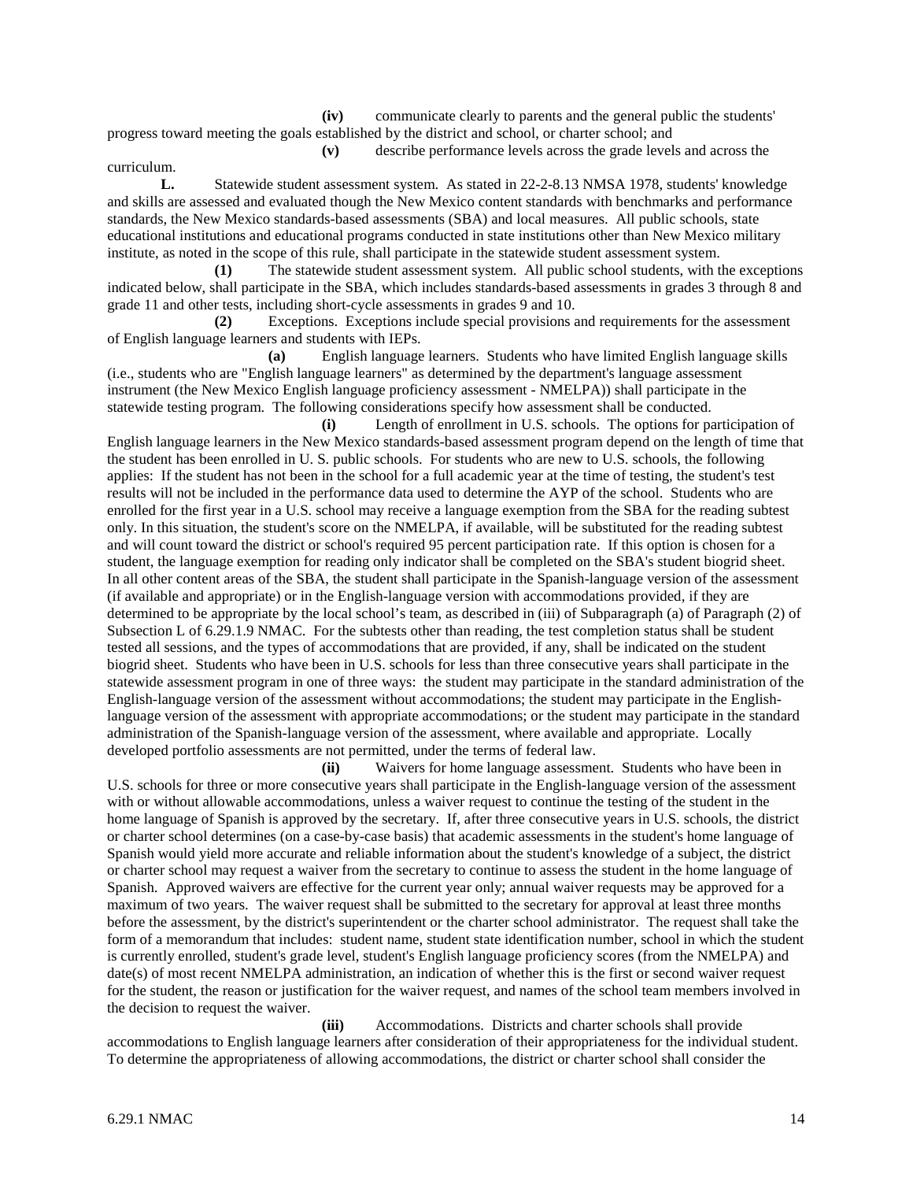**(iv)** communicate clearly to parents and the general public the students' progress toward meeting the goals established by the district and school, or charter school; and

**(v)** describe performance levels across the grade levels and across the curriculum.

**L.** Statewide student assessment system. As stated in 22-2-8.13 NMSA 1978, students' knowledge and skills are assessed and evaluated though the New Mexico content standards with benchmarks and performance standards, the New Mexico standards-based assessments (SBA) and local measures. All public schools, state educational institutions and educational programs conducted in state institutions other than New Mexico military institute, as noted in the scope of this rule, shall participate in the statewide student assessment system.

**(1)** The statewide student assessment system. All public school students, with the exceptions indicated below, shall participate in the SBA, which includes standards-based assessments in grades 3 through 8 and grade 11 and other tests, including short-cycle assessments in grades 9 and 10.

**(2)** Exceptions. Exceptions include special provisions and requirements for the assessment of English language learners and students with IEPs.

**(a)** English language learners. Students who have limited English language skills (i.e., students who are "English language learners" as determined by the department's language assessment instrument (the New Mexico English language proficiency assessment - NMELPA)) shall participate in the statewide testing program. The following considerations specify how assessment shall be conducted.

**(i)** Length of enrollment in U.S. schools. The options for participation of English language learners in the New Mexico standards-based assessment program depend on the length of time that the student has been enrolled in U. S. public schools. For students who are new to U.S. schools, the following applies: If the student has not been in the school for a full academic year at the time of testing, the student's test results will not be included in the performance data used to determine the AYP of the school. Students who are enrolled for the first year in a U.S. school may receive a language exemption from the SBA for the reading subtest only. In this situation, the student's score on the NMELPA, if available, will be substituted for the reading subtest and will count toward the district or school's required 95 percent participation rate. If this option is chosen for a student, the language exemption for reading only indicator shall be completed on the SBA's student biogrid sheet. In all other content areas of the SBA, the student shall participate in the Spanish-language version of the assessment (if available and appropriate) or in the English-language version with accommodations provided, if they are determined to be appropriate by the local school's team, as described in (iii) of Subparagraph (a) of Paragraph (2) of Subsection L of 6.29.1.9 NMAC. For the subtests other than reading, the test completion status shall be student tested all sessions, and the types of accommodations that are provided, if any, shall be indicated on the student biogrid sheet. Students who have been in U.S. schools for less than three consecutive years shall participate in the statewide assessment program in one of three ways: the student may participate in the standard administration of the English-language version of the assessment without accommodations; the student may participate in the English-language version of the assessment with appropriate accommodations; or the student may participate in the standard administration of the Spanish-language version of the assessment, where available and appropriate. Locally developed portfolio assessments are not permitted, under the terms of federal law.

**(ii)** Waivers for home language assessment. Students who have been in U.S. schools for three or more consecutive years shall participate in the English-language version of the assessment with or without allowable accommodations, unless a waiver request to continue the testing of the student in the home language of Spanish is approved by the secretary. If, after three consecutive years in U.S. schools, the district or charter school determines (on a case-by-case basis) that academic assessments in the student's home language of Spanish would yield more accurate and reliable information about the student's knowledge of a subject, the district or charter school may request a waiver from the secretary to continue to assess the student in the home language of Spanish. Approved waivers are effective for the current year only; annual waiver requests may be approved for a maximum of two years. The waiver request shall be submitted to the secretary for approval at least three months before the assessment, by the district's superintendent or the charter school administrator. The request shall take the form of a memorandum that includes: student name, student state identification number, school in which the student is currently enrolled, student's grade level, student's English language proficiency scores (from the NMELPA) and date(s) of most recent NMELPA administration, an indication of whether this is the first or second waiver request for the student, the reason or justification for the waiver request, and names of the school team members involved in the decision to request the waiver.

**(iii)** Accommodations. Districts and charter schools shall provide accommodations to English language learners after consideration of their appropriateness for the individual student. To determine the appropriateness of allowing accommodations, the district or charter school shall consider the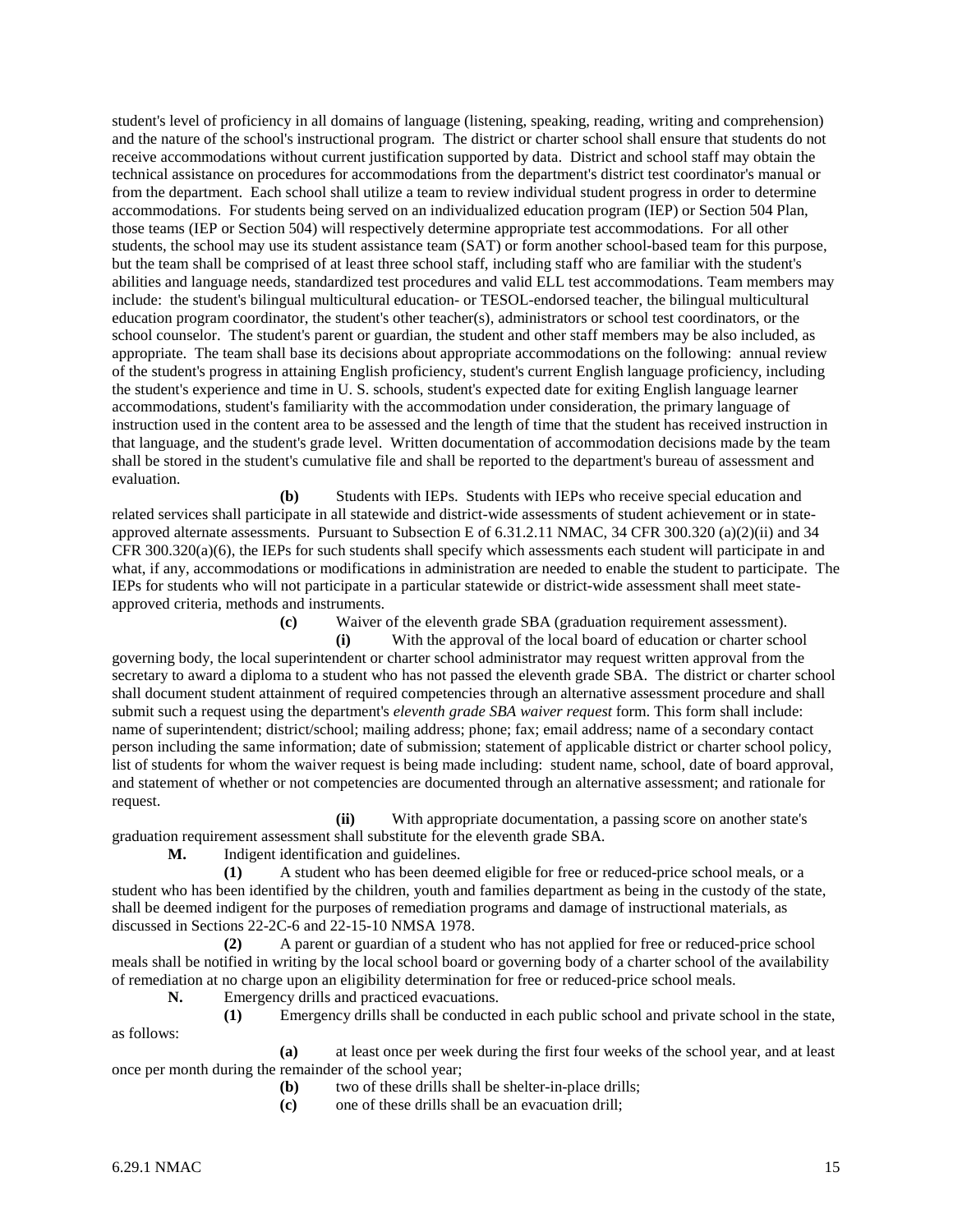student's level of proficiency in all domains of language (listening, speaking, reading, writing and comprehension) and the nature of the school's instructional program. The district or charter school shall ensure that students do not receive accommodations without current justification supported by data. District and school staff may obtain the technical assistance on procedures for accommodations from the department's district test coordinator's manual or from the department. Each school shall utilize a team to review individual student progress in order to determine accommodations. For students being served on an individualized education program (IEP) or Section 504 Plan, those teams (IEP or Section 504) will respectively determine appropriate test accommodations. For all other students, the school may use its student assistance team (SAT) or form another school-based team for this purpose, but the team shall be comprised of at least three school staff, including staff who are familiar with the student's abilities and language needs, standardized test procedures and valid ELL test accommodations. Team members may include: the student's bilingual multicultural education- or TESOL-endorsed teacher, the bilingual multicultural education program coordinator, the student's other teacher(s), administrators or school test coordinators, or the school counselor. The student's parent or guardian, the student and other staff members may be also included, as appropriate. The team shall base its decisions about appropriate accommodations on the following: annual review of the student's progress in attaining English proficiency, student's current English language proficiency, including the student's experience and time in U. S. schools, student's expected date for exiting English language learner accommodations, student's familiarity with the accommodation under consideration, the primary language of instruction used in the content area to be assessed and the length of time that the student has received instruction in that language, and the student's grade level. Written documentation of accommodation decisions made by the team shall be stored in the student's cumulative file and shall be reported to the department's bureau of assessment and evaluation.

**(b)** Students with IEPs. Students with IEPs who receive special education and related services shall participate in all statewide and district-wide assessments of student achievement or in state-approved alternate assessments. Pursuant to Subsection E of 6.31.2.11 NMAC, 34 CFR 300.320 (a)(2)(ii) and 34 CFR 300.320(a)(6), the IEPs for such students shall specify which assessments each student will participate in and what, if any, accommodations or modifications in administration are needed to enable the student to participate. The IEPs for students who will not participate in a particular statewide or district-wide assessment shall meet state-approved criteria, methods and instruments.

**(c)** Waiver of the eleventh grade SBA (graduation requirement assessment).

**(i)** With the approval of the local board of education or charter school governing body, the local superintendent or charter school administrator may request written approval from the secretary to award a diploma to a student who has not passed the eleventh grade SBA. The district or charter school shall document student attainment of required competencies through an alternative assessment procedure and shall submit such a request using the department's *eleventh grade SBA waiver request* form. This form shall include: name of superintendent; district/school; mailing address; phone; fax; email address; name of a secondary contact person including the same information; date of submission; statement of applicable district or charter school policy, list of students for whom the waiver request is being made including: student name, school, date of board approval, and statement of whether or not competencies are documented through an alternative assessment; and rationale for request.

**(ii)** With appropriate documentation, a passing score on another state's graduation requirement assessment shall substitute for the eleventh grade SBA.

**M.** Indigent identification and guidelines.

**(1)** A student who has been deemed eligible for free or reduced-price school meals, or a student who has been identified by the children, youth and families department as being in the custody of the state, shall be deemed indigent for the purposes of remediation programs and damage of instructional materials, as discussed in Sections 22-2C-6 and 22-15-10 NMSA 1978.

**(2)** A parent or guardian of a student who has not applied for free or reduced-price school meals shall be notified in writing by the local school board or governing body of a charter school of the availability of remediation at no charge upon an eligibility determination for free or reduced-price school meals.

**N.** Emergency drills and practiced evacuations.

**(1)** Emergency drills shall be conducted in each public school and private school in the state, as follows:

**(a)** at least once per week during the first four weeks of the school year, and at least once per month during the remainder of the school year;

**(b)** two of these drills shall be shelter-in-place drills;

**(c)** one of these drills shall be an evacuation drill;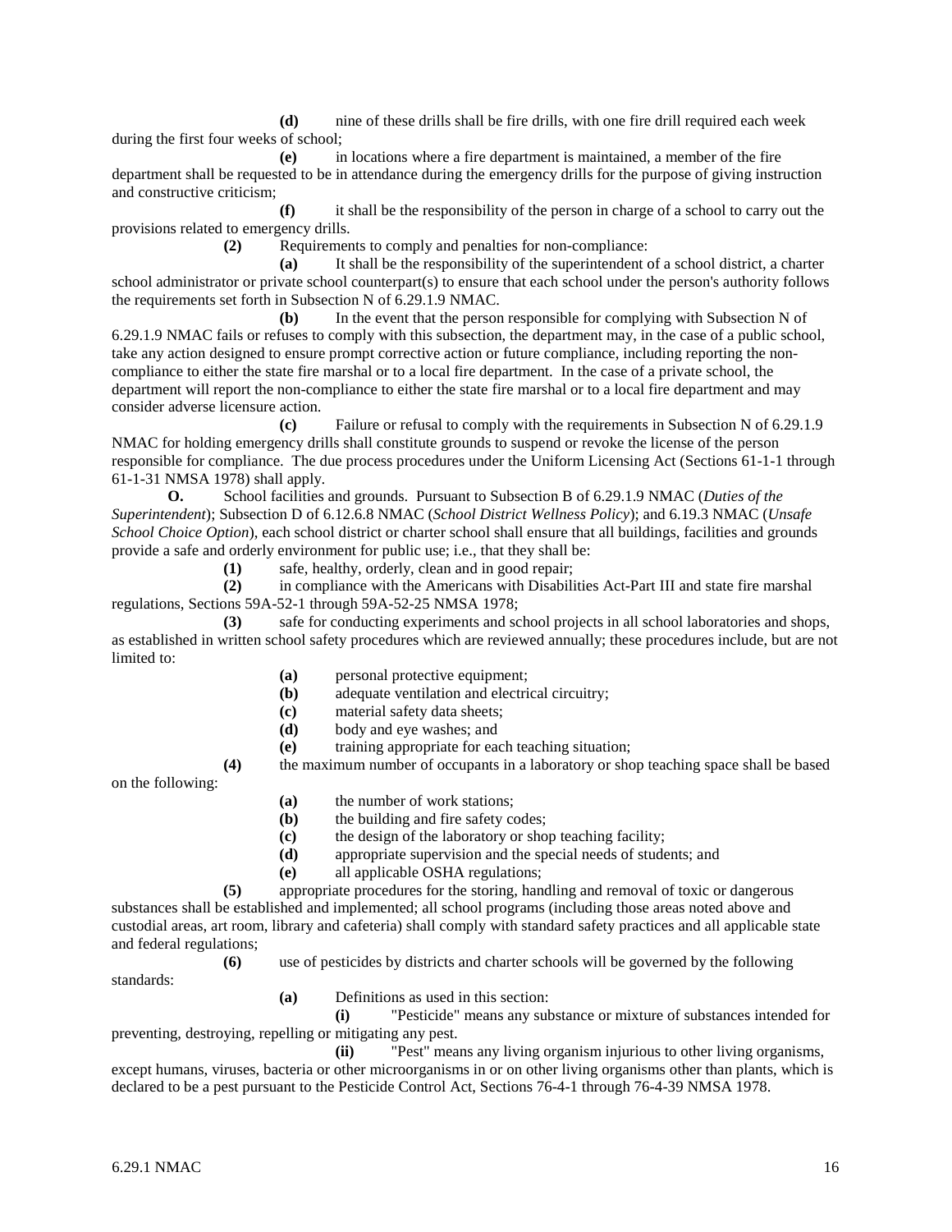**(d)** nine of these drills shall be fire drills, with one fire drill required each week during the first four weeks of school;

**(e)** in locations where a fire department is maintained, a member of the fire department shall be requested to be in attendance during the emergency drills for the purpose of giving instruction and constructive criticism;

**(f)** it shall be the responsibility of the person in charge of a school to carry out the provisions related to emergency drills.

**(2)** Requirements to comply and penalties for non-compliance:

**(a)** It shall be the responsibility of the superintendent of a school district, a charter school administrator or private school counterpart(s) to ensure that each school under the person's authority follows the requirements set forth in Subsection N of 6.29.1.9 NMAC.

**(b)** In the event that the person responsible for complying with Subsection N of 6.29.1.9 NMAC fails or refuses to comply with this subsection, the department may, in the case of a public school, take any action designed to ensure prompt corrective action or future compliance, including reporting the non-compliance to either the state fire marshal or to a local fire department. In the case of a private school, the department will report the non-compliance to either the state fire marshal or to a local fire department and may consider adverse licensure action.

**(c)** Failure or refusal to comply with the requirements in Subsection N of 6.29.1.9 NMAC for holding emergency drills shall constitute grounds to suspend or revoke the license of the person responsible for compliance. The due process procedures under the Uniform Licensing Act (Sections 61-1-1 through 61-1-31 NMSA 1978) shall apply.

**O.** School facilities and grounds. Pursuant to Subsection B of 6.29.1.9 NMAC (*Duties of the Superintendent*); Subsection D of 6.12.6.8 NMAC (*School District Wellness Policy*); and 6.19.3 NMAC (*Unsafe School Choice Option*), each school district or charter school shall ensure that all buildings, facilities and grounds provide a safe and orderly environment for public use; i.e., that they shall be:

**(1)** safe, healthy, orderly, clean and in good repair;

**(2)** in compliance with the Americans with Disabilities Act-Part III and state fire marshal regulations, Sections 59A-52-1 through 59A-52-25 NMSA 1978;

**(3)** safe for conducting experiments and school projects in all school laboratories and shops, as established in written school safety procedures which are reviewed annually; these procedures include, but are not limited to:

**(a)** personal protective equipment;

**(b)** adequate ventilation and electrical circuitry;

**(c)** material safety data sheets;

**(d)** body and eye washes; and

**(e)** training appropriate for each teaching situation;

**(4)** the maximum number of occupants in a laboratory or shop teaching space shall be based on the following:

**(a)** the number of work stations;

**(b)** the building and fire safety codes;

**(c)** the design of the laboratory or shop teaching facility;

**(d)** appropriate supervision and the special needs of students; and

**(e)** all applicable OSHA regulations;

**(5)** appropriate procedures for the storing, handling and removal of toxic or dangerous substances shall be established and implemented; all school programs (including those areas noted above and custodial areas, art room, library and cafeteria) shall comply with standard safety practices and all applicable state and federal regulations;

**(6)** use of pesticides by districts and charter schools will be governed by the following standards:

**(a)** Definitions as used in this section:

**(i)** "Pesticide" means any substance or mixture of substances intended for preventing, destroying, repelling or mitigating any pest.

**(ii)** "Pest" means any living organism injurious to other living organisms, except humans, viruses, bacteria or other microorganisms in or on other living organisms other than plants, which is declared to be a pest pursuant to the Pesticide Control Act, Sections 76-4-1 through 76-4-39 NMSA 1978.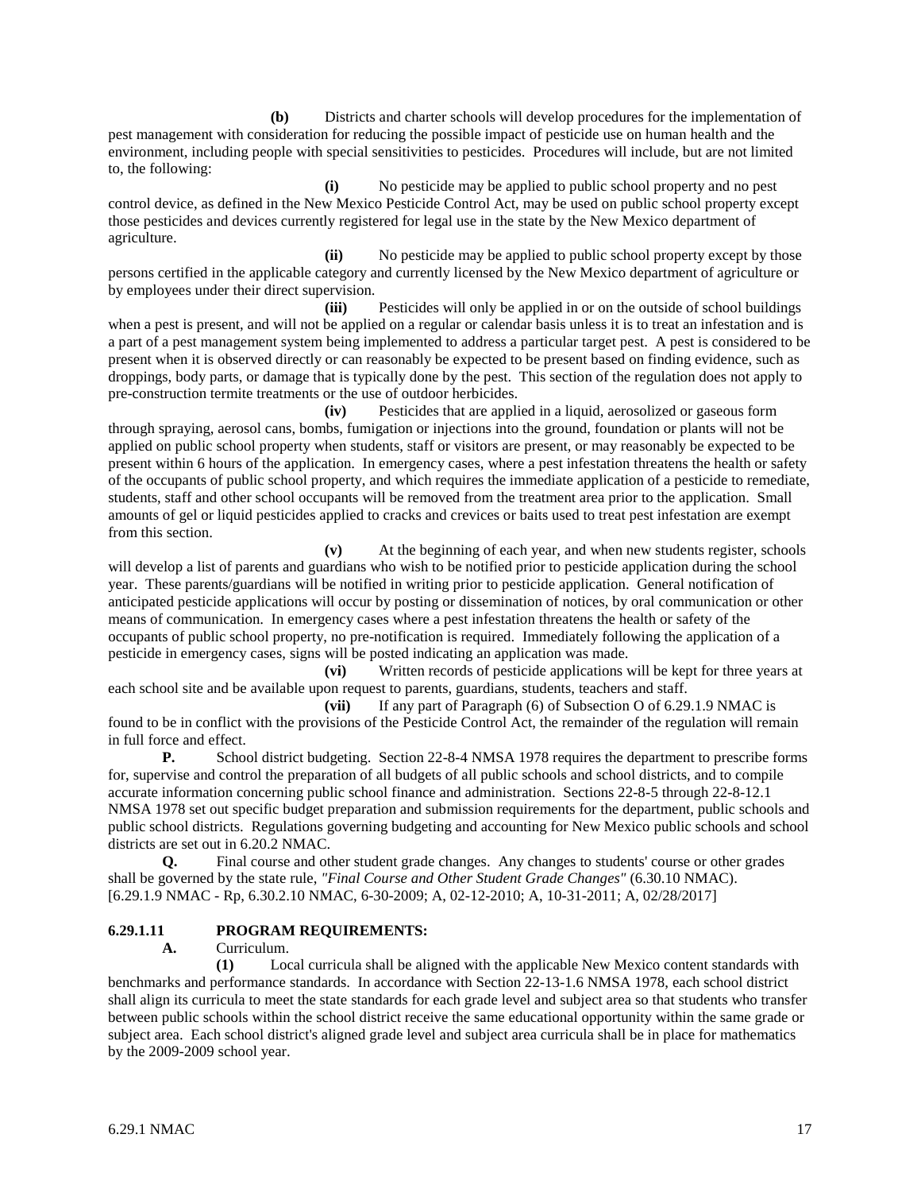**(b)** Districts and charter schools will develop procedures for the implementation of pest management with consideration for reducing the possible impact of pesticide use on human health and the environment, including people with special sensitivities to pesticides. Procedures will include, but are not limited to, the following:

**(i)** No pesticide may be applied to public school property and no pest control device, as defined in the New Mexico Pesticide Control Act, may be used on public school property except those pesticides and devices currently registered for legal use in the state by the New Mexico department of agriculture.

**(ii)** No pesticide may be applied to public school property except by those persons certified in the applicable category and currently licensed by the New Mexico department of agriculture or by employees under their direct supervision.

**(iii)** Pesticides will only be applied in or on the outside of school buildings when a pest is present, and will not be applied on a regular or calendar basis unless it is to treat an infestation and is a part of a pest management system being implemented to address a particular target pest. A pest is considered to be present when it is observed directly or can reasonably be expected to be present based on finding evidence, such as droppings, body parts, or damage that is typically done by the pest. This section of the regulation does not apply to pre-construction termite treatments or the use of outdoor herbicides.

**(iv)** Pesticides that are applied in a liquid, aerosolized or gaseous form through spraying, aerosol cans, bombs, fumigation or injections into the ground, foundation or plants will not be applied on public school property when students, staff or visitors are present, or may reasonably be expected to be present within 6 hours of the application. In emergency cases, where a pest infestation threatens the health or safety of the occupants of public school property, and which requires the immediate application of a pesticide to remediate, students, staff and other school occupants will be removed from the treatment area prior to the application. Small amounts of gel or liquid pesticides applied to cracks and crevices or baits used to treat pest infestation are exempt from this section.

**(v)** At the beginning of each year, and when new students register, schools will develop a list of parents and guardians who wish to be notified prior to pesticide application during the school year. These parents/guardians will be notified in writing prior to pesticide application. General notification of anticipated pesticide applications will occur by posting or dissemination of notices, by oral communication or other means of communication. In emergency cases where a pest infestation threatens the health or safety of the occupants of public school property, no pre-notification is required. Immediately following the application of a pesticide in emergency cases, signs will be posted indicating an application was made.

**(vi)** Written records of pesticide applications will be kept for three years at each school site and be available upon request to parents, guardians, students, teachers and staff.

**(vii)** If any part of Paragraph (6) of Subsection O of 6.29.1.9 NMAC is found to be in conflict with the provisions of the Pesticide Control Act, the remainder of the regulation will remain in full force and effect.

**P.** School district budgeting. Section 22-8-4 NMSA 1978 requires the department to prescribe forms for, supervise and control the preparation of all budgets of all public schools and school districts, and to compile accurate information concerning public school finance and administration. Sections 22-8-5 through 22-8-12.1 NMSA 1978 set out specific budget preparation and submission requirements for the department, public schools and public school districts. Regulations governing budgeting and accounting for New Mexico public schools and school districts are set out in 6.20.2 NMAC.

**Q.** Final course and other student grade changes. Any changes to students' course or other grades shall be governed by the state rule, *"Final Course and Other Student Grade Changes"* (6.30.10 NMAC).
[6.29.1.9 NMAC - Rp, 6.30.2.10 NMAC, 6-30-2009; A, 02-12-2010; A, 10-31-2011; A, 02/28/2017]

**6.29.1.11 PROGRAM REQUIREMENTS:**

**A.** Curriculum.

**(1)** Local curricula shall be aligned with the applicable New Mexico content standards with benchmarks and performance standards. In accordance with Section 22-13-1.6 NMSA 1978, each school district shall align its curricula to meet the state standards for each grade level and subject area so that students who transfer between public schools within the school district receive the same educational opportunity within the same grade or subject area. Each school district's aligned grade level and subject area curricula shall be in place for mathematics by the 2009-2009 school year.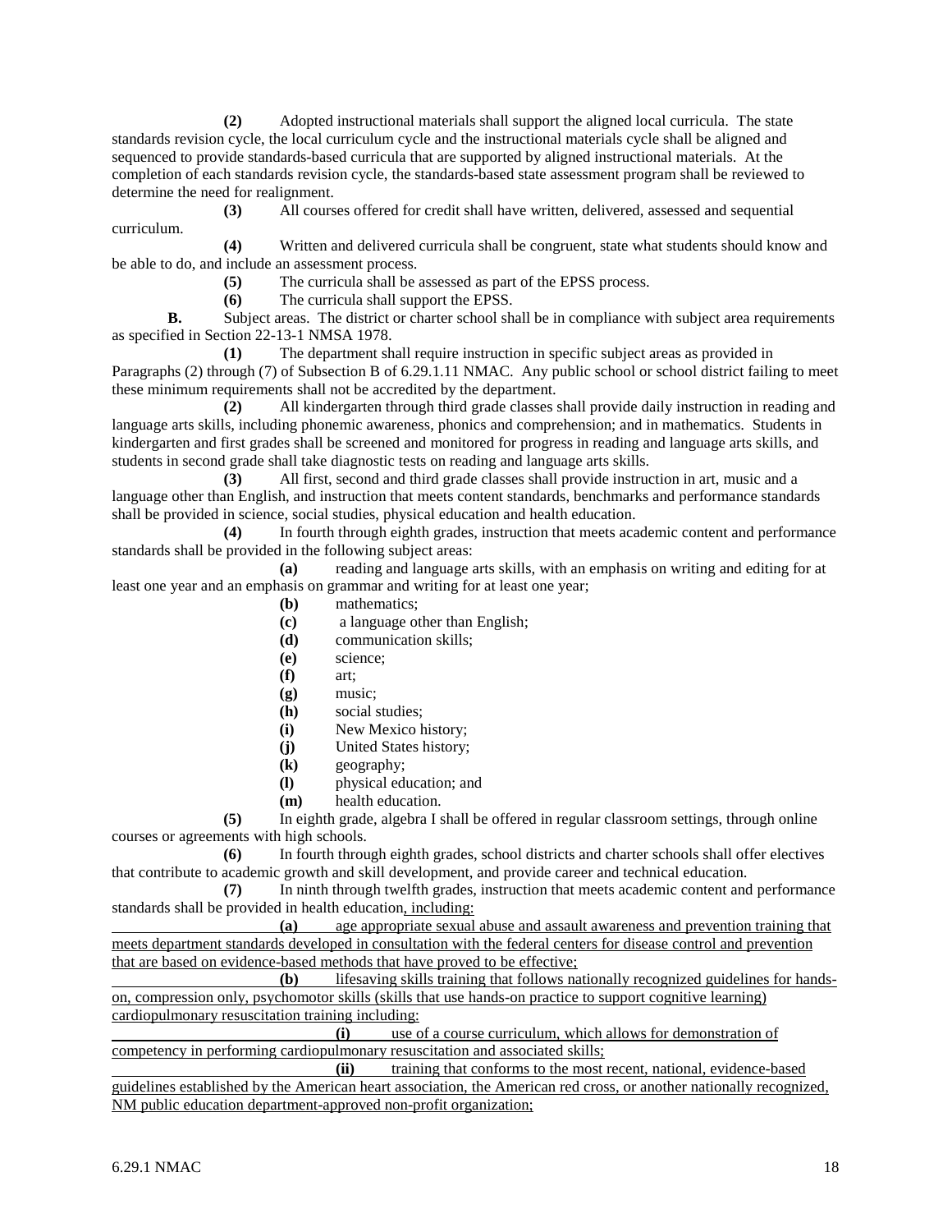**(2)** Adopted instructional materials shall support the aligned local curricula. The state standards revision cycle, the local curriculum cycle and the instructional materials cycle shall be aligned and sequenced to provide standards-based curricula that are supported by aligned instructional materials. At the completion of each standards revision cycle, the standards-based state assessment program shall be reviewed to determine the need for realignment.

**(3)** All courses offered for credit shall have written, delivered, assessed and sequential curriculum.

**(4)** Written and delivered curricula shall be congruent, state what students should know and be able to do, and include an assessment process.

**(5)** The curricula shall be assessed as part of the EPSS process.

**(6)** The curricula shall support the EPSS.

**B.** Subject areas. The district or charter school shall be in compliance with subject area requirements as specified in Section 22-13-1 NMSA 1978.

**(1)** The department shall require instruction in specific subject areas as provided in Paragraphs (2) through (7) of Subsection B of 6.29.1.11 NMAC. Any public school or school district failing to meet these minimum requirements shall not be accredited by the department.

**(2)** All kindergarten through third grade classes shall provide daily instruction in reading and language arts skills, including phonemic awareness, phonics and comprehension; and in mathematics. Students in kindergarten and first grades shall be screened and monitored for progress in reading and language arts skills, and students in second grade shall take diagnostic tests on reading and language arts skills.

**(3)** All first, second and third grade classes shall provide instruction in art, music and a language other than English, and instruction that meets content standards, benchmarks and performance standards shall be provided in science, social studies, physical education and health education.

**(4)** In fourth through eighth grades, instruction that meets academic content and performance standards shall be provided in the following subject areas:

**(a)** reading and language arts skills, with an emphasis on writing and editing for at least one year and an emphasis on grammar and writing for at least one year;

**(b)** mathematics;

**(c)** a language other than English;

**(d)** communication skills;

**(e)** science;

**(f)** art;

**(g)** music;

**(h)** social studies;

**(i)** New Mexico history;

**(j)** United States history;

**(k)** geography;

**(l)** physical education; and

**(m)** health education.

**(5)** In eighth grade, algebra I shall be offered in regular classroom settings, through online courses or agreements with high schools.

**(6)** In fourth through eighth grades, school districts and charter schools shall offer electives that contribute to academic growth and skill development, and provide career and technical education.

**(7)** In ninth through twelfth grades, instruction that meets academic content and performance standards shall be provided in health education<u>, including:</u>

<u>**(a)** age appropriate sexual abuse and assault awareness and prevention training that meets department standards developed in consultation with the federal centers for disease control and prevention that are based on evidence-based methods that have proved to be effective;</u>

<u>**(b)** lifesaving skills training that follows nationally recognized guidelines for hands-on, compression only, psychomotor skills (skills that use hands-on practice to support cognitive learning) cardiopulmonary resuscitation training including:</u>

<u>**(i)** use of a course curriculum, which allows for demonstration of competency in performing cardiopulmonary resuscitation and associated skills;</u>

<u>**(ii)** training that conforms to the most recent, national, evidence-based guidelines established by the American heart association, the American red cross, or another nationally recognized, NM public education department-approved non-profit organization;</u>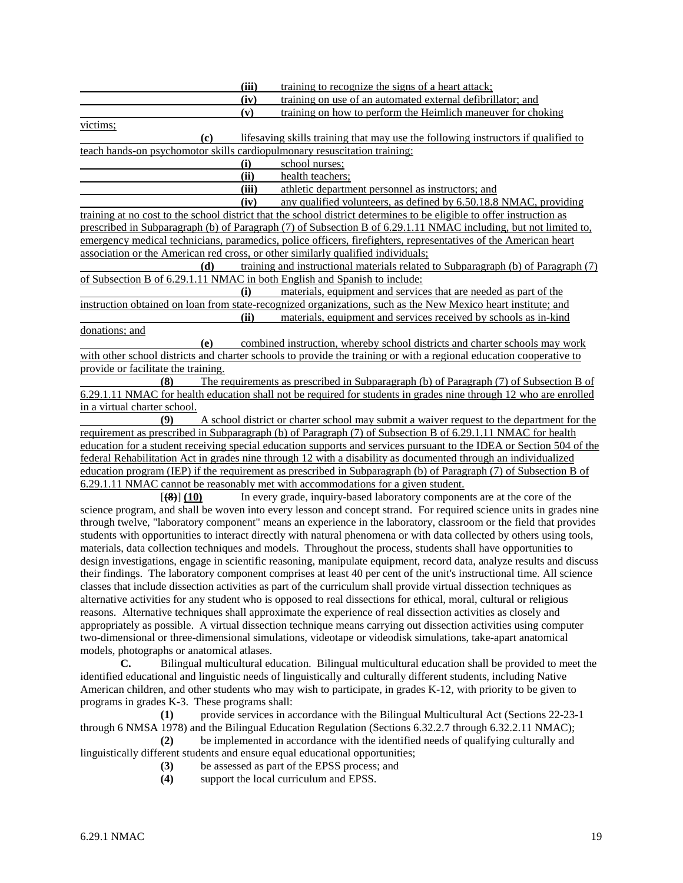(iii) training to recognize the signs of a heart attack;

(iv) training on use of an automated external defibrillator; and

(v) training on how to perform the Heimlich maneuver for choking victims;

(c) lifesaving skills training that may use the following instructors if qualified to teach hands-on psychomotor skills cardiopulmonary resuscitation training:

(i) school nurses;

(ii) health teachers;

(iii) athletic department personnel as instructors; and

(iv) any qualified volunteers, as defined by 6.50.18.8 NMAC, providing training at no cost to the school district that the school district determines to be eligible to offer instruction as prescribed in Subparagraph (b) of Paragraph (7) of Subsection B of 6.29.1.11 NMAC including, but not limited to, emergency medical technicians, paramedics, police officers, firefighters, representatives of the American heart association or the American red cross, or other similarly qualified individuals;

(d) training and instructional materials related to Subparagraph (b) of Paragraph (7) of Subsection B of 6.29.1.11 NMAC in both English and Spanish to include:

(i) materials, equipment and services that are needed as part of the instruction obtained on loan from state-recognized organizations, such as the New Mexico heart institute; and

(ii) materials, equipment and services received by schools as in-kind donations; and

(e) combined instruction, whereby school districts and charter schools may work with other school districts and charter schools to provide the training or with a regional education cooperative to provide or facilitate the training.

**(8)** The requirements as prescribed in Subparagraph (b) of Paragraph (7) of Subsection B of 6.29.1.11 NMAC for health education shall not be required for students in grades nine through 12 who are enrolled in a virtual charter school.

**(9)** A school district or charter school may submit a waiver request to the department for the requirement as prescribed in Subparagraph (b) of Paragraph (7) of Subsection B of 6.29.1.11 NMAC for health education for a student receiving special education supports and services pursuant to the IDEA or Section 504 of the federal Rehabilitation Act in grades nine through 12 with a disability as documented through an individualized education program (IEP) if the requirement as prescribed in Subparagraph (b) of Paragraph (7) of Subsection B of 6.29.1.11 NMAC cannot be reasonably met with accommodations for a given student.

[~~(8)~~] **(10)** In every grade, inquiry-based laboratory components are at the core of the science program, and shall be woven into every lesson and concept strand. For required science units in grades nine through twelve, "laboratory component" means an experience in the laboratory, classroom or the field that provides students with opportunities to interact directly with natural phenomena or with data collected by others using tools, materials, data collection techniques and models. Throughout the process, students shall have opportunities to design investigations, engage in scientific reasoning, manipulate equipment, record data, analyze results and discuss their findings. The laboratory component comprises at least 40 per cent of the unit's instructional time. All science classes that include dissection activities as part of the curriculum shall provide virtual dissection techniques as alternative activities for any student who is opposed to real dissections for ethical, moral, cultural or religious reasons. Alternative techniques shall approximate the experience of real dissection activities as closely and appropriately as possible. A virtual dissection technique means carrying out dissection activities using computer two-dimensional or three-dimensional simulations, videotape or videodisk simulations, take-apart anatomical models, photographs or anatomical atlases.

**C.** Bilingual multicultural education. Bilingual multicultural education shall be provided to meet the identified educational and linguistic needs of linguistically and culturally different students, including Native American children, and other students who may wish to participate, in grades K-12, with priority to be given to programs in grades K-3. These programs shall:

**(1)** provide services in accordance with the Bilingual Multicultural Act (Sections 22-23-1 through 6 NMSA 1978) and the Bilingual Education Regulation (Sections 6.32.2.7 through 6.32.2.11 NMAC);

**(2)** be implemented in accordance with the identified needs of qualifying culturally and linguistically different students and ensure equal educational opportunities;

**(3)** be assessed as part of the EPSS process; and

**(4)** support the local curriculum and EPSS.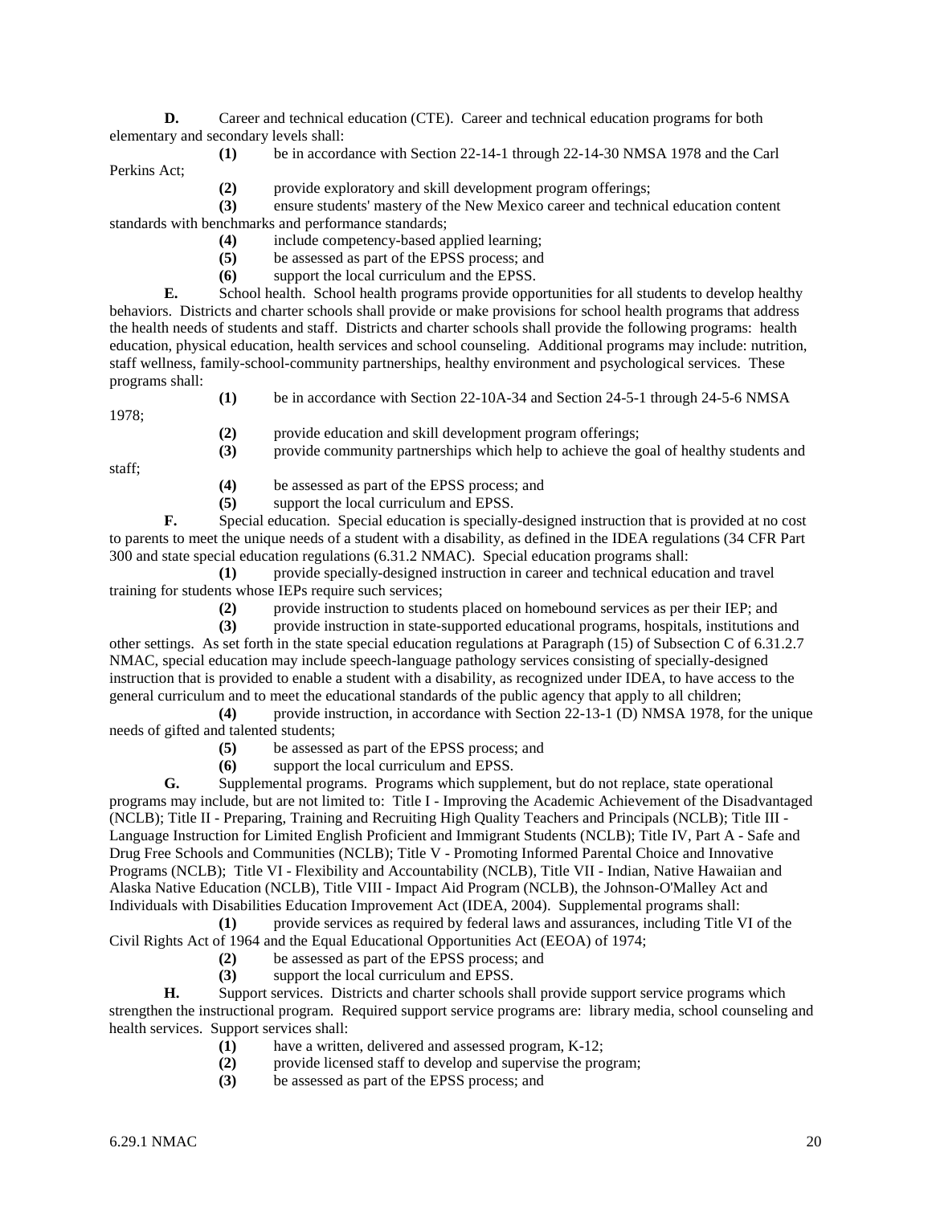**D.** Career and technical education (CTE). Career and technical education programs for both elementary and secondary levels shall:

**(1)** be in accordance with Section 22-14-1 through 22-14-30 NMSA 1978 and the Carl Perkins Act;

**(2)** provide exploratory and skill development program offerings;

**(3)** ensure students' mastery of the New Mexico career and technical education content standards with benchmarks and performance standards;

**(4)** include competency-based applied learning;

**(5)** be assessed as part of the EPSS process; and

**(6)** support the local curriculum and the EPSS.

**E.** School health. School health programs provide opportunities for all students to develop healthy behaviors. Districts and charter schools shall provide or make provisions for school health programs that address the health needs of students and staff. Districts and charter schools shall provide the following programs: health education, physical education, health services and school counseling. Additional programs may include: nutrition, staff wellness, family-school-community partnerships, healthy environment and psychological services. These programs shall:

**(1)** be in accordance with Section 22-10A-34 and Section 24-5-1 through 24-5-6 NMSA 1978;

**(2)** provide education and skill development program offerings;

**(3)** provide community partnerships which help to achieve the goal of healthy students and staff;

**(4)** be assessed as part of the EPSS process; and

**(5)** support the local curriculum and EPSS.

**F.** Special education. Special education is specially-designed instruction that is provided at no cost to parents to meet the unique needs of a student with a disability, as defined in the IDEA regulations (34 CFR Part 300 and state special education regulations (6.31.2 NMAC). Special education programs shall:

**(1)** provide specially-designed instruction in career and technical education and travel training for students whose IEPs require such services;

**(2)** provide instruction to students placed on homebound services as per their IEP; and

**(3)** provide instruction in state-supported educational programs, hospitals, institutions and other settings. As set forth in the state special education regulations at Paragraph (15) of Subsection C of 6.31.2.7 NMAC, special education may include speech-language pathology services consisting of specially-designed instruction that is provided to enable a student with a disability, as recognized under IDEA, to have access to the general curriculum and to meet the educational standards of the public agency that apply to all children;

**(4)** provide instruction, in accordance with Section 22-13-1 (D) NMSA 1978, for the unique needs of gifted and talented students;

**(5)** be assessed as part of the EPSS process; and

**(6)** support the local curriculum and EPSS.

**G.** Supplemental programs. Programs which supplement, but do not replace, state operational programs may include, but are not limited to: Title I - Improving the Academic Achievement of the Disadvantaged (NCLB); Title II - Preparing, Training and Recruiting High Quality Teachers and Principals (NCLB); Title III - Language Instruction for Limited English Proficient and Immigrant Students (NCLB); Title IV, Part A - Safe and Drug Free Schools and Communities (NCLB); Title V - Promoting Informed Parental Choice and Innovative Programs (NCLB); Title VI - Flexibility and Accountability (NCLB), Title VII - Indian, Native Hawaiian and Alaska Native Education (NCLB), Title VIII - Impact Aid Program (NCLB), the Johnson-O'Malley Act and Individuals with Disabilities Education Improvement Act (IDEA, 2004). Supplemental programs shall:

**(1)** provide services as required by federal laws and assurances, including Title VI of the Civil Rights Act of 1964 and the Equal Educational Opportunities Act (EEOA) of 1974;

**(2)** be assessed as part of the EPSS process; and

**(3)** support the local curriculum and EPSS.

**H.** Support services. Districts and charter schools shall provide support service programs which strengthen the instructional program. Required support service programs are: library media, school counseling and health services. Support services shall:

**(1)** have a written, delivered and assessed program, K-12;

**(2)** provide licensed staff to develop and supervise the program;

**(3)** be assessed as part of the EPSS process; and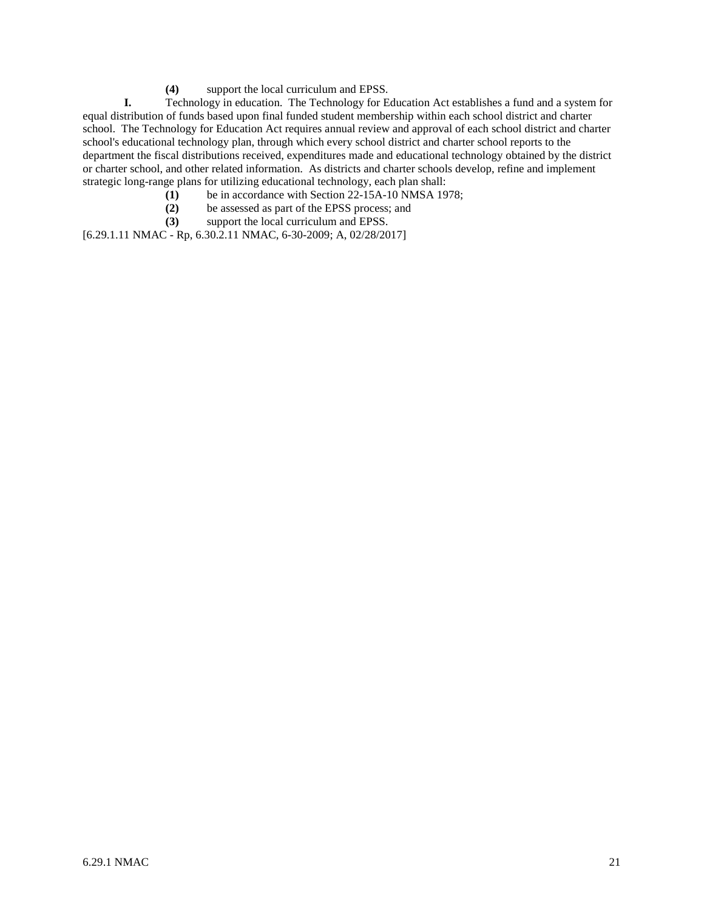**(4)** support the local curriculum and EPSS.

**I.** Technology in education. The Technology for Education Act establishes a fund and a system for equal distribution of funds based upon final funded student membership within each school district and charter school. The Technology for Education Act requires annual review and approval of each school district and charter school's educational technology plan, through which every school district and charter school reports to the department the fiscal distributions received, expenditures made and educational technology obtained by the district or charter school, and other related information. As districts and charter schools develop, refine and implement strategic long-range plans for utilizing educational technology, each plan shall:

**(1)** be in accordance with Section 22-15A-10 NMSA 1978;

**(2)** be assessed as part of the EPSS process; and

**(3)** support the local curriculum and EPSS.

[6.29.1.11 NMAC - Rp, 6.30.2.11 NMAC, 6-30-2009; A, 02/28/2017]